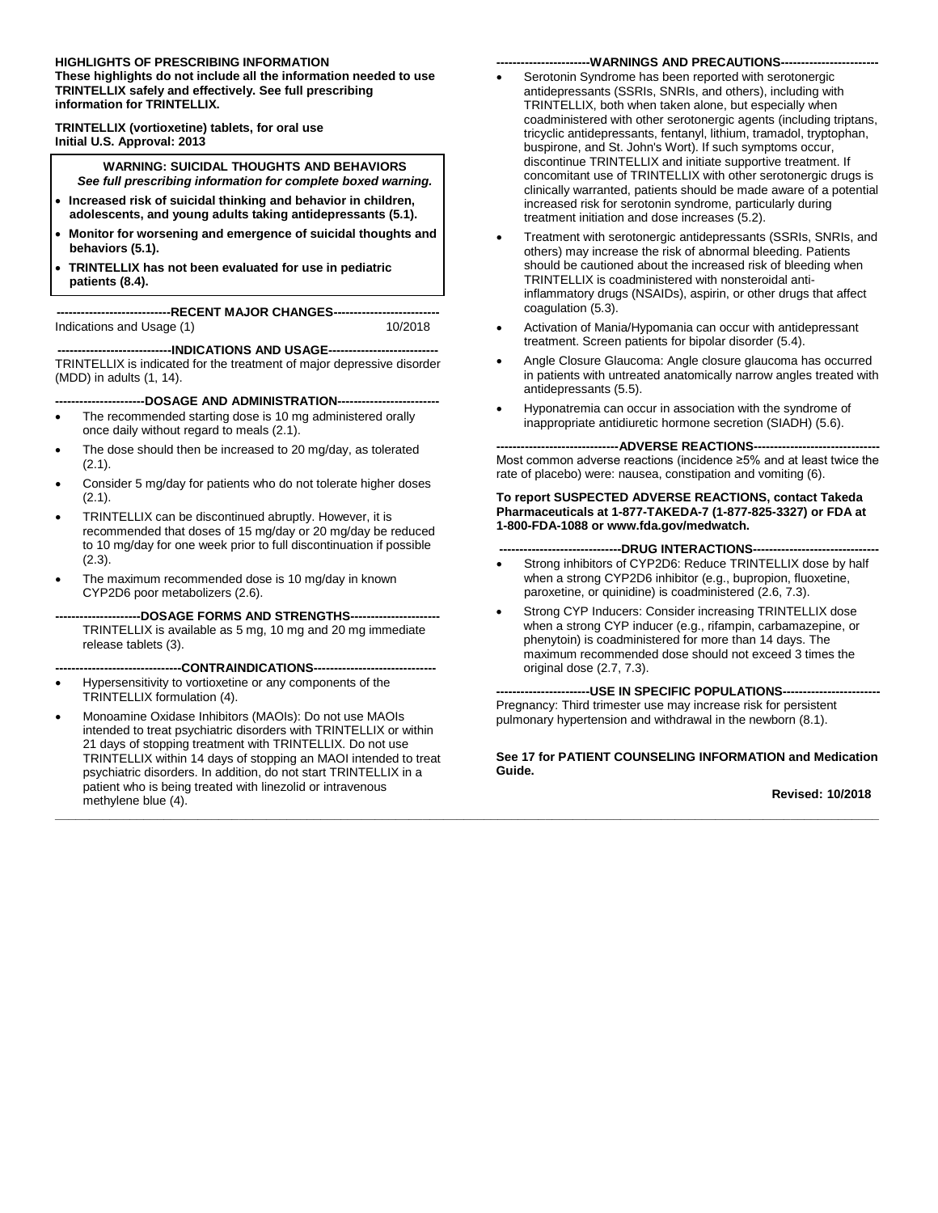**HIGHLIGHTS OF PRESCRIBING INFORMATION**
**These highlights do not include all the information needed to use TRINTELLIX safely and effectively. See full prescribing information for TRINTELLIX.**

**TRINTELLIX (vortioxetine) tablets, for oral use**
**Initial U.S. Approval: 2013**

**WARNING: SUICIDAL THOUGHTS AND BEHAVIORS**
***See full prescribing information for complete boxed warning.***

- **Increased risk of suicidal thinking and behavior in children, adolescents, and young adults taking antidepressants (5.1).**
- **Monitor for worsening and emergence of suicidal thoughts and behaviors (5.1).**
- **TRINTELLIX has not been evaluated for use in pediatric patients (8.4).**

**----------------------------RECENT MAJOR CHANGES--------------------------**

Indications and Usage (1) 10/2018

**----------------------------INDICATIONS AND USAGE---------------------------**

TRINTELLIX is indicated for the treatment of major depressive disorder (MDD) in adults (1, 14).

**----------------------DOSAGE AND ADMINISTRATION-------------------------**

- The recommended starting dose is 10 mg administered orally once daily without regard to meals (2.1).
- The dose should then be increased to 20 mg/day, as tolerated (2.1).
- Consider 5 mg/day for patients who do not tolerate higher doses (2.1).
- TRINTELLIX can be discontinued abruptly. However, it is recommended that doses of 15 mg/day or 20 mg/day be reduced to 10 mg/day for one week prior to full discontinuation if possible (2.3).
- The maximum recommended dose is 10 mg/day in known CYP2D6 poor metabolizers (2.6).

**---------------------DOSAGE FORMS AND STRENGTHS----------------------**

TRINTELLIX is available as 5 mg, 10 mg and 20 mg immediate release tablets (3).

**-------------------------------CONTRAINDICATIONS------------------------------**

- Hypersensitivity to vortioxetine or any components of the TRINTELLIX formulation (4).
- Monoamine Oxidase Inhibitors (MAOIs): Do not use MAOIs intended to treat psychiatric disorders with TRINTELLIX or within 21 days of stopping treatment with TRINTELLIX. Do not use TRINTELLIX within 14 days of stopping an MAOI intended to treat psychiatric disorders. In addition, do not start TRINTELLIX in a patient who is being treated with linezolid or intravenous methylene blue (4).

**-----------------------WARNINGS AND PRECAUTIONS------------------------**

- Serotonin Syndrome has been reported with serotonergic antidepressants (SSRIs, SNRIs, and others), including with TRINTELLIX, both when taken alone, but especially when coadministered with other serotonergic agents (including triptans, tricyclic antidepressants, fentanyl, lithium, tramadol, tryptophan, buspirone, and St. John's Wort). If such symptoms occur, discontinue TRINTELLIX and initiate supportive treatment. If concomitant use of TRINTELLIX with other serotonergic drugs is clinically warranted, patients should be made aware of a potential increased risk for serotonin syndrome, particularly during treatment initiation and dose increases (5.2).
- Treatment with serotonergic antidepressants (SSRIs, SNRIs, and others) may increase the risk of abnormal bleeding. Patients should be cautioned about the increased risk of bleeding when TRINTELLIX is coadministered with nonsteroidal anti-inflammatory drugs (NSAIDs), aspirin, or other drugs that affect coagulation (5.3).
- Activation of Mania/Hypomania can occur with antidepressant treatment. Screen patients for bipolar disorder (5.4).
- Angle Closure Glaucoma: Angle closure glaucoma has occurred in patients with untreated anatomically narrow angles treated with antidepressants (5.5).
- Hyponatremia can occur in association with the syndrome of inappropriate antidiuretic hormone secretion (SIADH) (5.6).

**------------------------------ADVERSE REACTIONS-------------------------------**

Most common adverse reactions (incidence ≥5% and at least twice the rate of placebo) were: nausea, constipation and vomiting (6).

**To report SUSPECTED ADVERSE REACTIONS, contact Takeda Pharmaceuticals at 1-877-TAKEDA-7 (1-877-825-3327) or FDA at 1-800-FDA-1088 or www.fda.gov/medwatch.**

**------------------------------DRUG INTERACTIONS-------------------------------**

- Strong inhibitors of CYP2D6: Reduce TRINTELLIX dose by half when a strong CYP2D6 inhibitor (e.g., bupropion, fluoxetine, paroxetine, or quinidine) is coadministered (2.6, 7.3).
- Strong CYP Inducers: Consider increasing TRINTELLIX dose when a strong CYP inducer (e.g., rifampin, carbamazepine, or phenytoin) is coadministered for more than 14 days. The maximum recommended dose should not exceed 3 times the original dose (2.7, 7.3).

**-----------------------USE IN SPECIFIC POPULATIONS------------------------**

Pregnancy: Third trimester use may increase risk for persistent pulmonary hypertension and withdrawal in the newborn (8.1).

**See 17 for PATIENT COUNSELING INFORMATION and Medication Guide.**

**Revised: 10/2018**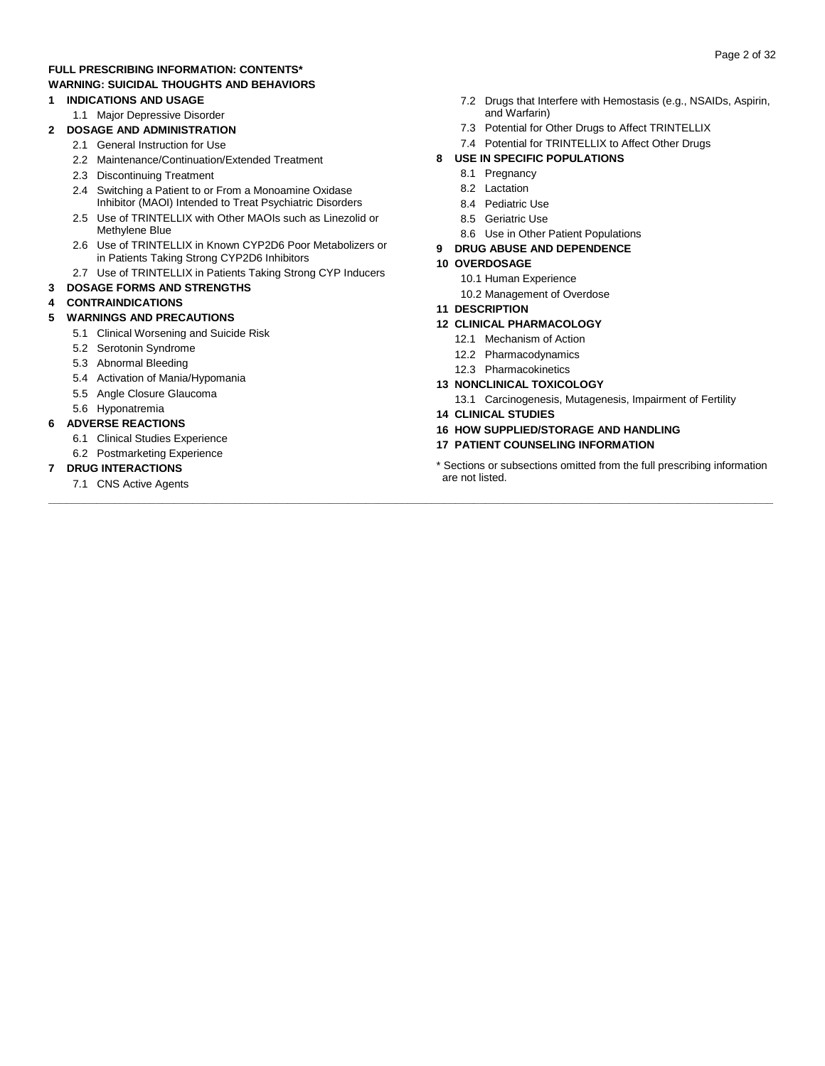**FULL PRESCRIBING INFORMATION: CONTENTS***

**WARNING: SUICIDAL THOUGHTS AND BEHAVIORS**

**1 INDICATIONS AND USAGE**
- 1.1 Major Depressive Disorder

**2 DOSAGE AND ADMINISTRATION**
- 2.1 General Instruction for Use
- 2.2 Maintenance/Continuation/Extended Treatment
- 2.3 Discontinuing Treatment
- 2.4 Switching a Patient to or From a Monoamine Oxidase Inhibitor (MAOI) Intended to Treat Psychiatric Disorders
- 2.5 Use of TRINTELLIX with Other MAOIs such as Linezolid or Methylene Blue
- 2.6 Use of TRINTELLIX in Known CYP2D6 Poor Metabolizers or in Patients Taking Strong CYP2D6 Inhibitors
- 2.7 Use of TRINTELLIX in Patients Taking Strong CYP Inducers

**3 DOSAGE FORMS AND STRENGTHS**

**4 CONTRAINDICATIONS**

**5 WARNINGS AND PRECAUTIONS**
- 5.1 Clinical Worsening and Suicide Risk
- 5.2 Serotonin Syndrome
- 5.3 Abnormal Bleeding
- 5.4 Activation of Mania/Hypomania
- 5.5 Angle Closure Glaucoma
- 5.6 Hyponatremia

**6 ADVERSE REACTIONS**
- 6.1 Clinical Studies Experience
- 6.2 Postmarketing Experience

**7 DRUG INTERACTIONS**
- 7.1 CNS Active Agents
- 7.2 Drugs that Interfere with Hemostasis (e.g., NSAIDs, Aspirin, and Warfarin)
- 7.3 Potential for Other Drugs to Affect TRINTELLIX
- 7.4 Potential for TRINTELLIX to Affect Other Drugs

**8 USE IN SPECIFIC POPULATIONS**
- 8.1 Pregnancy
- 8.2 Lactation
- 8.4 Pediatric Use
- 8.5 Geriatric Use
- 8.6 Use in Other Patient Populations

**9 DRUG ABUSE AND DEPENDENCE**

**10 OVERDOSAGE**
- 10.1 Human Experience
- 10.2 Management of Overdose

**11 DESCRIPTION**

**12 CLINICAL PHARMACOLOGY**
- 12.1 Mechanism of Action
- 12.2 Pharmacodynamics
- 12.3 Pharmacokinetics

**13 NONCLINICAL TOXICOLOGY**
- 13.1 Carcinogenesis, Mutagenesis, Impairment of Fertility

**14 CLINICAL STUDIES**

**16 HOW SUPPLIED/STORAGE AND HANDLING**

**17 PATIENT COUNSELING INFORMATION**

* Sections or subsections omitted from the full prescribing information are not listed.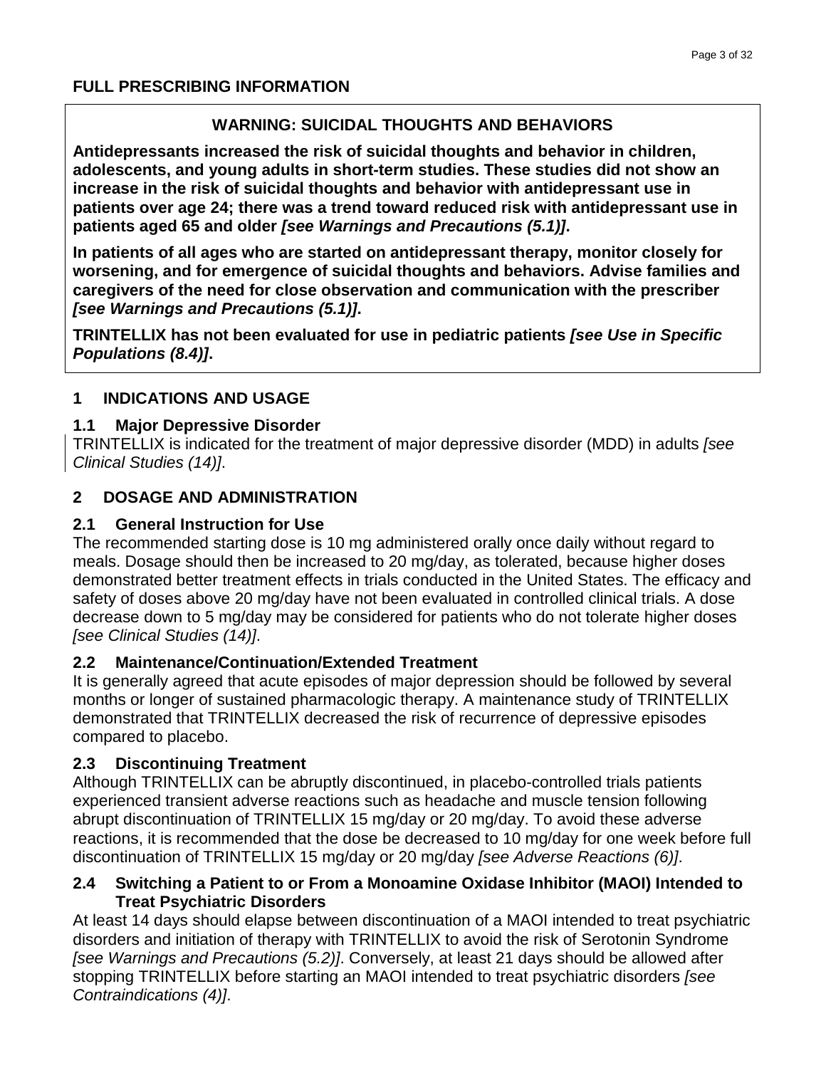# FULL PRESCRIBING INFORMATION

> **WARNING: SUICIDAL THOUGHTS AND BEHAVIORS**
>
> **Antidepressants increased the risk of suicidal thoughts and behavior in children, adolescents, and young adults in short-term studies. These studies did not show an increase in the risk of suicidal thoughts and behavior with antidepressant use in patients over age 24; there was a trend toward reduced risk with antidepressant use in patients aged 65 and older** ***[see Warnings and Precautions (5.1)]*****.**
>
> **In patients of all ages who are started on antidepressant therapy, monitor closely for worsening, and for emergence of suicidal thoughts and behaviors. Advise families and caregivers of the need for close observation and communication with the prescriber** ***[see Warnings and Precautions (5.1)]*****.**
>
> **TRINTELLIX has not been evaluated for use in pediatric patients** ***[see Use in Specific Populations (8.4)]*****.**

## 1 INDICATIONS AND USAGE

### 1.1 Major Depressive Disorder

TRINTELLIX is indicated for the treatment of major depressive disorder (MDD) in adults *[see Clinical Studies (14)]*.

## 2 DOSAGE AND ADMINISTRATION

### 2.1 General Instruction for Use

The recommended starting dose is 10 mg administered orally once daily without regard to meals. Dosage should then be increased to 20 mg/day, as tolerated, because higher doses demonstrated better treatment effects in trials conducted in the United States. The efficacy and safety of doses above 20 mg/day have not been evaluated in controlled clinical trials. A dose decrease down to 5 mg/day may be considered for patients who do not tolerate higher doses *[see Clinical Studies (14)]*.

### 2.2 Maintenance/Continuation/Extended Treatment

It is generally agreed that acute episodes of major depression should be followed by several months or longer of sustained pharmacologic therapy. A maintenance study of TRINTELLIX demonstrated that TRINTELLIX decreased the risk of recurrence of depressive episodes compared to placebo.

### 2.3 Discontinuing Treatment

Although TRINTELLIX can be abruptly discontinued, in placebo-controlled trials patients experienced transient adverse reactions such as headache and muscle tension following abrupt discontinuation of TRINTELLIX 15 mg/day or 20 mg/day. To avoid these adverse reactions, it is recommended that the dose be decreased to 10 mg/day for one week before full discontinuation of TRINTELLIX 15 mg/day or 20 mg/day *[see Adverse Reactions (6)]*.

### 2.4 Switching a Patient to or From a Monoamine Oxidase Inhibitor (MAOI) Intended to Treat Psychiatric Disorders

At least 14 days should elapse between discontinuation of a MAOI intended to treat psychiatric disorders and initiation of therapy with TRINTELLIX to avoid the risk of Serotonin Syndrome *[see Warnings and Precautions (5.2)]*. Conversely, at least 21 days should be allowed after stopping TRINTELLIX before starting an MAOI intended to treat psychiatric disorders *[see Contraindications (4)]*.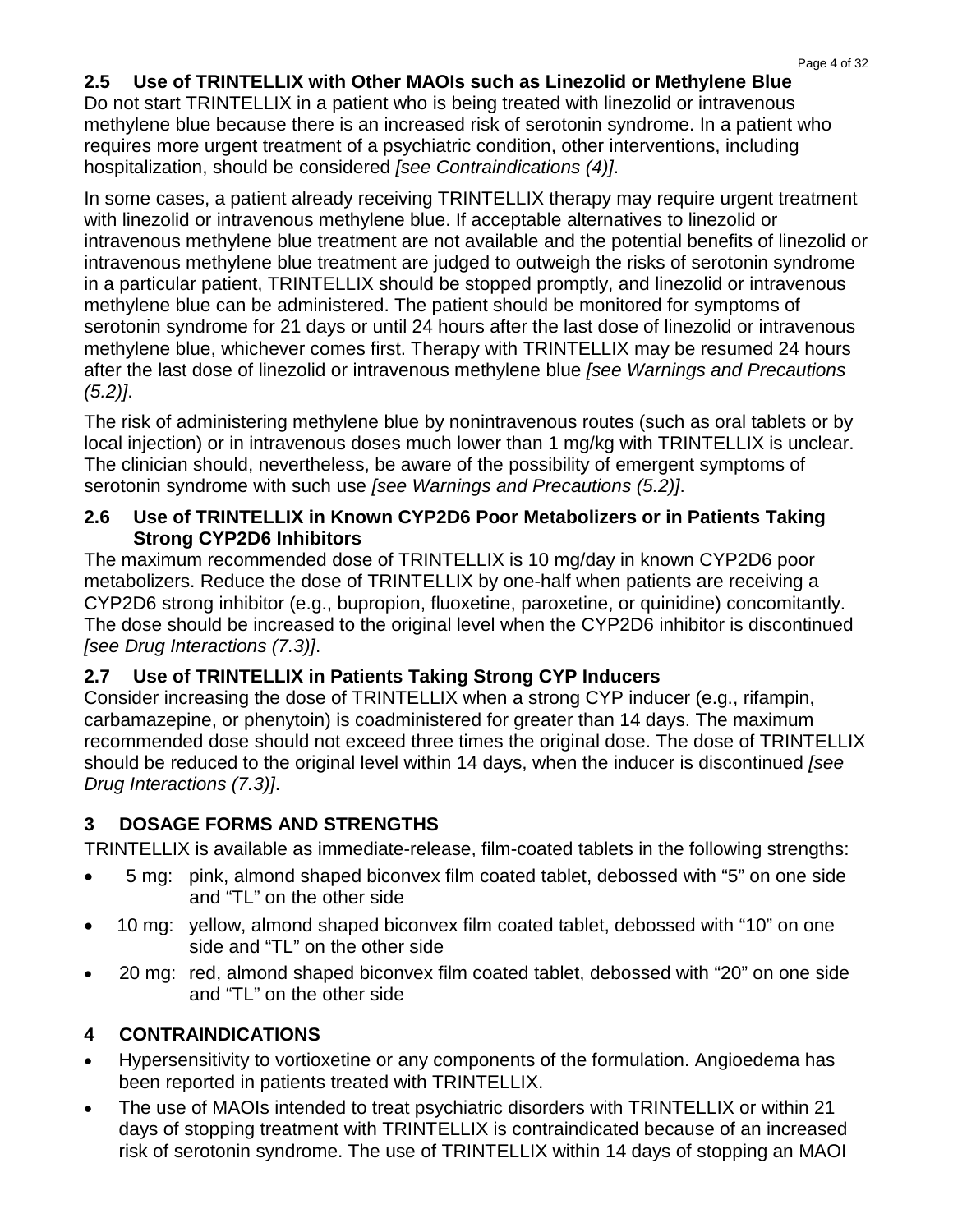### 2.5 Use of TRINTELLIX with Other MAOIs such as Linezolid or Methylene Blue

Do not start TRINTELLIX in a patient who is being treated with linezolid or intravenous methylene blue because there is an increased risk of serotonin syndrome. In a patient who requires more urgent treatment of a psychiatric condition, other interventions, including hospitalization, should be considered *[see Contraindications (4)]*.

In some cases, a patient already receiving TRINTELLIX therapy may require urgent treatment with linezolid or intravenous methylene blue. If acceptable alternatives to linezolid or intravenous methylene blue treatment are not available and the potential benefits of linezolid or intravenous methylene blue treatment are judged to outweigh the risks of serotonin syndrome in a particular patient, TRINTELLIX should be stopped promptly, and linezolid or intravenous methylene blue can be administered. The patient should be monitored for symptoms of serotonin syndrome for 21 days or until 24 hours after the last dose of linezolid or intravenous methylene blue, whichever comes first. Therapy with TRINTELLIX may be resumed 24 hours after the last dose of linezolid or intravenous methylene blue *[see Warnings and Precautions (5.2)]*.

The risk of administering methylene blue by nonintravenous routes (such as oral tablets or by local injection) or in intravenous doses much lower than 1 mg/kg with TRINTELLIX is unclear. The clinician should, nevertheless, be aware of the possibility of emergent symptoms of serotonin syndrome with such use *[see Warnings and Precautions (5.2)]*.

### 2.6 Use of TRINTELLIX in Known CYP2D6 Poor Metabolizers or in Patients Taking Strong CYP2D6 Inhibitors

The maximum recommended dose of TRINTELLIX is 10 mg/day in known CYP2D6 poor metabolizers. Reduce the dose of TRINTELLIX by one-half when patients are receiving a CYP2D6 strong inhibitor (e.g., bupropion, fluoxetine, paroxetine, or quinidine) concomitantly. The dose should be increased to the original level when the CYP2D6 inhibitor is discontinued *[see Drug Interactions (7.3)]*.

### 2.7 Use of TRINTELLIX in Patients Taking Strong CYP Inducers

Consider increasing the dose of TRINTELLIX when a strong CYP inducer (e.g., rifampin, carbamazepine, or phenytoin) is coadministered for greater than 14 days. The maximum recommended dose should not exceed three times the original dose. The dose of TRINTELLIX should be reduced to the original level within 14 days, when the inducer is discontinued *[see Drug Interactions (7.3)]*.

## 3 DOSAGE FORMS AND STRENGTHS

TRINTELLIX is available as immediate-release, film-coated tablets in the following strengths:

- 5 mg: pink, almond shaped biconvex film coated tablet, debossed with "5" on one side and "TL" on the other side
- 10 mg: yellow, almond shaped biconvex film coated tablet, debossed with "10" on one side and "TL" on the other side
- 20 mg: red, almond shaped biconvex film coated tablet, debossed with "20" on one side and "TL" on the other side

## 4 CONTRAINDICATIONS

- Hypersensitivity to vortioxetine or any components of the formulation. Angioedema has been reported in patients treated with TRINTELLIX.
- The use of MAOIs intended to treat psychiatric disorders with TRINTELLIX or within 21 days of stopping treatment with TRINTELLIX is contraindicated because of an increased risk of serotonin syndrome. The use of TRINTELLIX within 14 days of stopping an MAOI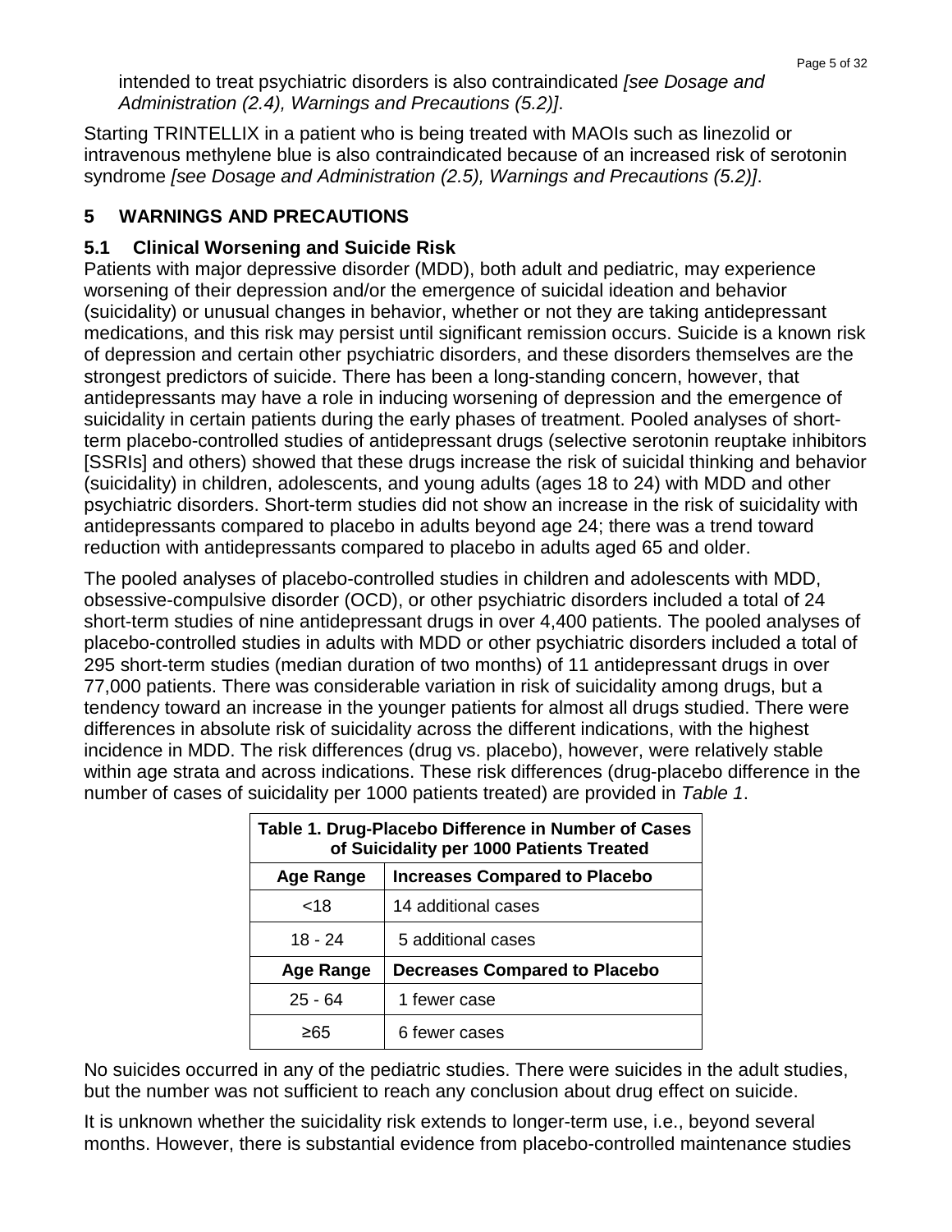intended to treat psychiatric disorders is also contraindicated *[see Dosage and Administration (2.4), Warnings and Precautions (5.2)]*.

Starting TRINTELLIX in a patient who is being treated with MAOIs such as linezolid or intravenous methylene blue is also contraindicated because of an increased risk of serotonin syndrome *[see Dosage and Administration (2.5), Warnings and Precautions (5.2)]*.

## 5 WARNINGS AND PRECAUTIONS

### 5.1 Clinical Worsening and Suicide Risk

Patients with major depressive disorder (MDD), both adult and pediatric, may experience worsening of their depression and/or the emergence of suicidal ideation and behavior (suicidality) or unusual changes in behavior, whether or not they are taking antidepressant medications, and this risk may persist until significant remission occurs. Suicide is a known risk of depression and certain other psychiatric disorders, and these disorders themselves are the strongest predictors of suicide. There has been a long-standing concern, however, that antidepressants may have a role in inducing worsening of depression and the emergence of suicidality in certain patients during the early phases of treatment. Pooled analyses of short-term placebo-controlled studies of antidepressant drugs (selective serotonin reuptake inhibitors [SSRIs] and others) showed that these drugs increase the risk of suicidal thinking and behavior (suicidality) in children, adolescents, and young adults (ages 18 to 24) with MDD and other psychiatric disorders. Short-term studies did not show an increase in the risk of suicidality with antidepressants compared to placebo in adults beyond age 24; there was a trend toward reduction with antidepressants compared to placebo in adults aged 65 and older.

The pooled analyses of placebo-controlled studies in children and adolescents with MDD, obsessive-compulsive disorder (OCD), or other psychiatric disorders included a total of 24 short-term studies of nine antidepressant drugs in over 4,400 patients. The pooled analyses of placebo-controlled studies in adults with MDD or other psychiatric disorders included a total of 295 short-term studies (median duration of two months) of 11 antidepressant drugs in over 77,000 patients. There was considerable variation in risk of suicidality among drugs, but a tendency toward an increase in the younger patients for almost all drugs studied. There were differences in absolute risk of suicidality across the different indications, with the highest incidence in MDD. The risk differences (drug vs. placebo), however, were relatively stable within age strata and across indications. These risk differences (drug-placebo difference in the number of cases of suicidality per 1000 patients treated) are provided in *Table 1*.

**Table 1. Drug-Placebo Difference in Number of Cases of Suicidality per 1000 Patients Treated**

| Age Range | Increases Compared to Placebo |
|---|---|
| <18 | 14 additional cases |
| 18 - 24 | 5 additional cases |
| **Age Range** | **Decreases Compared to Placebo** |
| 25 - 64 | 1 fewer case |
| ≥65 | 6 fewer cases |

No suicides occurred in any of the pediatric studies. There were suicides in the adult studies, but the number was not sufficient to reach any conclusion about drug effect on suicide.

It is unknown whether the suicidality risk extends to longer-term use, i.e., beyond several months. However, there is substantial evidence from placebo-controlled maintenance studies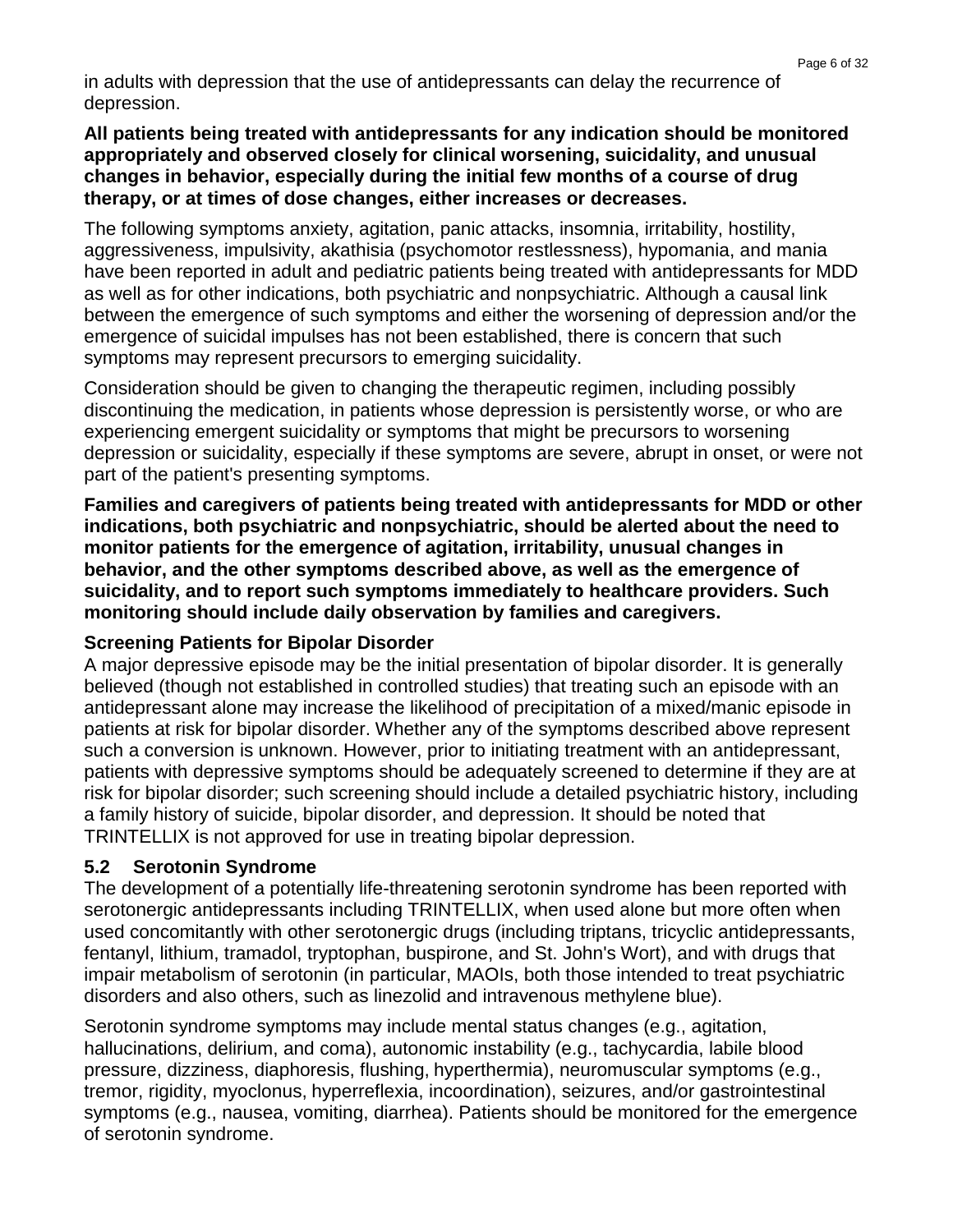in adults with depression that the use of antidepressants can delay the recurrence of depression.

**All patients being treated with antidepressants for any indication should be monitored appropriately and observed closely for clinical worsening, suicidality, and unusual changes in behavior, especially during the initial few months of a course of drug therapy, or at times of dose changes, either increases or decreases.**

The following symptoms anxiety, agitation, panic attacks, insomnia, irritability, hostility, aggressiveness, impulsivity, akathisia (psychomotor restlessness), hypomania, and mania have been reported in adult and pediatric patients being treated with antidepressants for MDD as well as for other indications, both psychiatric and nonpsychiatric. Although a causal link between the emergence of such symptoms and either the worsening of depression and/or the emergence of suicidal impulses has not been established, there is concern that such symptoms may represent precursors to emerging suicidality.

Consideration should be given to changing the therapeutic regimen, including possibly discontinuing the medication, in patients whose depression is persistently worse, or who are experiencing emergent suicidality or symptoms that might be precursors to worsening depression or suicidality, especially if these symptoms are severe, abrupt in onset, or were not part of the patient's presenting symptoms.

**Families and caregivers of patients being treated with antidepressants for MDD or other indications, both psychiatric and nonpsychiatric, should be alerted about the need to monitor patients for the emergence of agitation, irritability, unusual changes in behavior, and the other symptoms described above, as well as the emergence of suicidality, and to report such symptoms immediately to healthcare providers. Such monitoring should include daily observation by families and caregivers.**

**Screening Patients for Bipolar Disorder**

A major depressive episode may be the initial presentation of bipolar disorder. It is generally believed (though not established in controlled studies) that treating such an episode with an antidepressant alone may increase the likelihood of precipitation of a mixed/manic episode in patients at risk for bipolar disorder. Whether any of the symptoms described above represent such a conversion is unknown. However, prior to initiating treatment with an antidepressant, patients with depressive symptoms should be adequately screened to determine if they are at risk for bipolar disorder; such screening should include a detailed psychiatric history, including a family history of suicide, bipolar disorder, and depression. It should be noted that TRINTELLIX is not approved for use in treating bipolar depression.

### 5.2 Serotonin Syndrome

The development of a potentially life-threatening serotonin syndrome has been reported with serotonergic antidepressants including TRINTELLIX, when used alone but more often when used concomitantly with other serotonergic drugs (including triptans, tricyclic antidepressants, fentanyl, lithium, tramadol, tryptophan, buspirone, and St. John's Wort), and with drugs that impair metabolism of serotonin (in particular, MAOIs, both those intended to treat psychiatric disorders and also others, such as linezolid and intravenous methylene blue).

Serotonin syndrome symptoms may include mental status changes (e.g., agitation, hallucinations, delirium, and coma), autonomic instability (e.g., tachycardia, labile blood pressure, dizziness, diaphoresis, flushing, hyperthermia), neuromuscular symptoms (e.g., tremor, rigidity, myoclonus, hyperreflexia, incoordination), seizures, and/or gastrointestinal symptoms (e.g., nausea, vomiting, diarrhea). Patients should be monitored for the emergence of serotonin syndrome.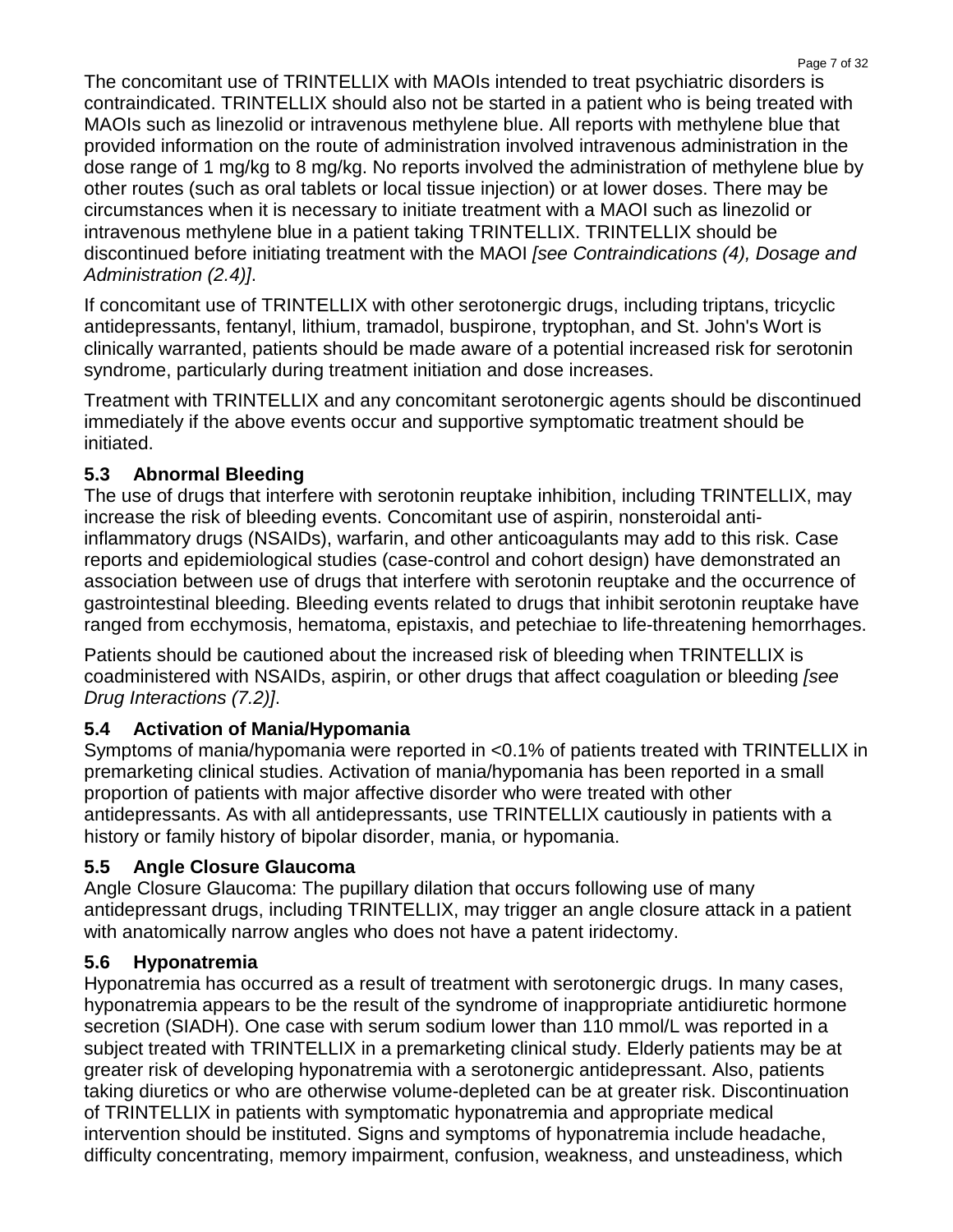The concomitant use of TRINTELLIX with MAOIs intended to treat psychiatric disorders is contraindicated. TRINTELLIX should also not be started in a patient who is being treated with MAOIs such as linezolid or intravenous methylene blue. All reports with methylene blue that provided information on the route of administration involved intravenous administration in the dose range of 1 mg/kg to 8 mg/kg. No reports involved the administration of methylene blue by other routes (such as oral tablets or local tissue injection) or at lower doses. There may be circumstances when it is necessary to initiate treatment with a MAOI such as linezolid or intravenous methylene blue in a patient taking TRINTELLIX. TRINTELLIX should be discontinued before initiating treatment with the MAOI *[see Contraindications (4), Dosage and Administration (2.4)]*.

If concomitant use of TRINTELLIX with other serotonergic drugs, including triptans, tricyclic antidepressants, fentanyl, lithium, tramadol, buspirone, tryptophan, and St. John's Wort is clinically warranted, patients should be made aware of a potential increased risk for serotonin syndrome, particularly during treatment initiation and dose increases.

Treatment with TRINTELLIX and any concomitant serotonergic agents should be discontinued immediately if the above events occur and supportive symptomatic treatment should be initiated.

### 5.3 Abnormal Bleeding

The use of drugs that interfere with serotonin reuptake inhibition, including TRINTELLIX, may increase the risk of bleeding events. Concomitant use of aspirin, nonsteroidal anti-inflammatory drugs (NSAIDs), warfarin, and other anticoagulants may add to this risk. Case reports and epidemiological studies (case-control and cohort design) have demonstrated an association between use of drugs that interfere with serotonin reuptake and the occurrence of gastrointestinal bleeding. Bleeding events related to drugs that inhibit serotonin reuptake have ranged from ecchymosis, hematoma, epistaxis, and petechiae to life-threatening hemorrhages.

Patients should be cautioned about the increased risk of bleeding when TRINTELLIX is coadministered with NSAIDs, aspirin, or other drugs that affect coagulation or bleeding *[see Drug Interactions (7.2)]*.

### 5.4 Activation of Mania/Hypomania

Symptoms of mania/hypomania were reported in <0.1% of patients treated with TRINTELLIX in premarketing clinical studies. Activation of mania/hypomania has been reported in a small proportion of patients with major affective disorder who were treated with other antidepressants. As with all antidepressants, use TRINTELLIX cautiously in patients with a history or family history of bipolar disorder, mania, or hypomania.

### 5.5 Angle Closure Glaucoma

Angle Closure Glaucoma: The pupillary dilation that occurs following use of many antidepressant drugs, including TRINTELLIX, may trigger an angle closure attack in a patient with anatomically narrow angles who does not have a patent iridectomy.

### 5.6 Hyponatremia

Hyponatremia has occurred as a result of treatment with serotonergic drugs. In many cases, hyponatremia appears to be the result of the syndrome of inappropriate antidiuretic hormone secretion (SIADH). One case with serum sodium lower than 110 mmol/L was reported in a subject treated with TRINTELLIX in a premarketing clinical study. Elderly patients may be at greater risk of developing hyponatremia with a serotonergic antidepressant. Also, patients taking diuretics or who are otherwise volume-depleted can be at greater risk. Discontinuation of TRINTELLIX in patients with symptomatic hyponatremia and appropriate medical intervention should be instituted. Signs and symptoms of hyponatremia include headache, difficulty concentrating, memory impairment, confusion, weakness, and unsteadiness, which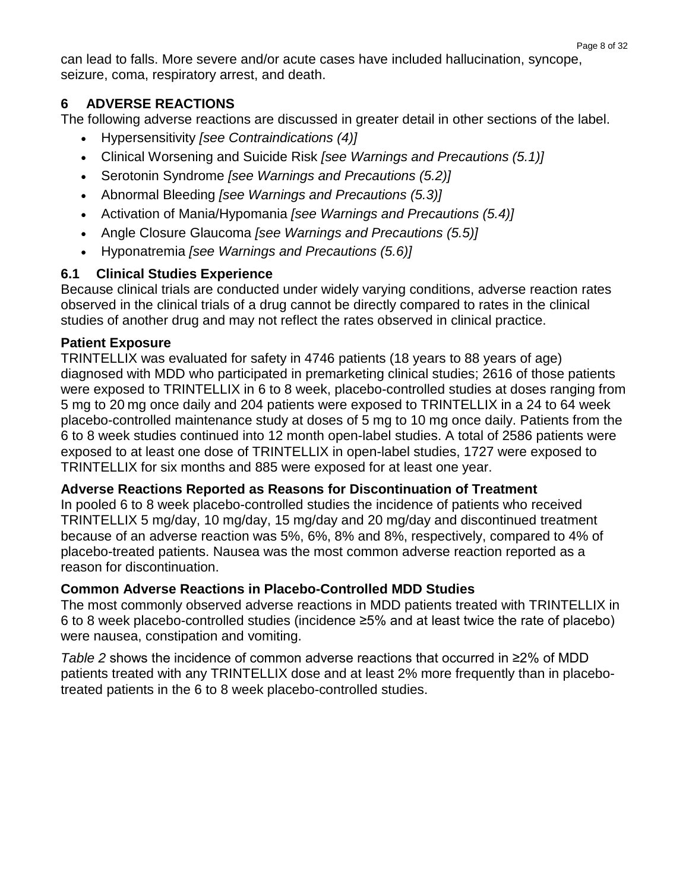can lead to falls. More severe and/or acute cases have included hallucination, syncope, seizure, coma, respiratory arrest, and death.

## 6 ADVERSE REACTIONS

The following adverse reactions are discussed in greater detail in other sections of the label.

- Hypersensitivity *[see Contraindications (4)]*
- Clinical Worsening and Suicide Risk *[see Warnings and Precautions (5.1)]*
- Serotonin Syndrome *[see Warnings and Precautions (5.2)]*
- Abnormal Bleeding *[see Warnings and Precautions (5.3)]*
- Activation of Mania/Hypomania *[see Warnings and Precautions (5.4)]*
- Angle Closure Glaucoma *[see Warnings and Precautions (5.5)]*
- Hyponatremia *[see Warnings and Precautions (5.6)]*

### 6.1 Clinical Studies Experience

Because clinical trials are conducted under widely varying conditions, adverse reaction rates observed in the clinical trials of a drug cannot be directly compared to rates in the clinical studies of another drug and may not reflect the rates observed in clinical practice.

**Patient Exposure**

TRINTELLIX was evaluated for safety in 4746 patients (18 years to 88 years of age) diagnosed with MDD who participated in premarketing clinical studies; 2616 of those patients were exposed to TRINTELLIX in 6 to 8 week, placebo-controlled studies at doses ranging from 5 mg to 20 mg once daily and 204 patients were exposed to TRINTELLIX in a 24 to 64 week placebo-controlled maintenance study at doses of 5 mg to 10 mg once daily. Patients from the 6 to 8 week studies continued into 12 month open-label studies. A total of 2586 patients were exposed to at least one dose of TRINTELLIX in open-label studies, 1727 were exposed to TRINTELLIX for six months and 885 were exposed for at least one year.

**Adverse Reactions Reported as Reasons for Discontinuation of Treatment**

In pooled 6 to 8 week placebo-controlled studies the incidence of patients who received TRINTELLIX 5 mg/day, 10 mg/day, 15 mg/day and 20 mg/day and discontinued treatment because of an adverse reaction was 5%, 6%, 8% and 8%, respectively, compared to 4% of placebo-treated patients. Nausea was the most common adverse reaction reported as a reason for discontinuation.

**Common Adverse Reactions in Placebo-Controlled MDD Studies**

The most commonly observed adverse reactions in MDD patients treated with TRINTELLIX in 6 to 8 week placebo-controlled studies (incidence ≥5% and at least twice the rate of placebo) were nausea, constipation and vomiting.

*Table 2* shows the incidence of common adverse reactions that occurred in ≥2% of MDD patients treated with any TRINTELLIX dose and at least 2% more frequently than in placebo-treated patients in the 6 to 8 week placebo-controlled studies.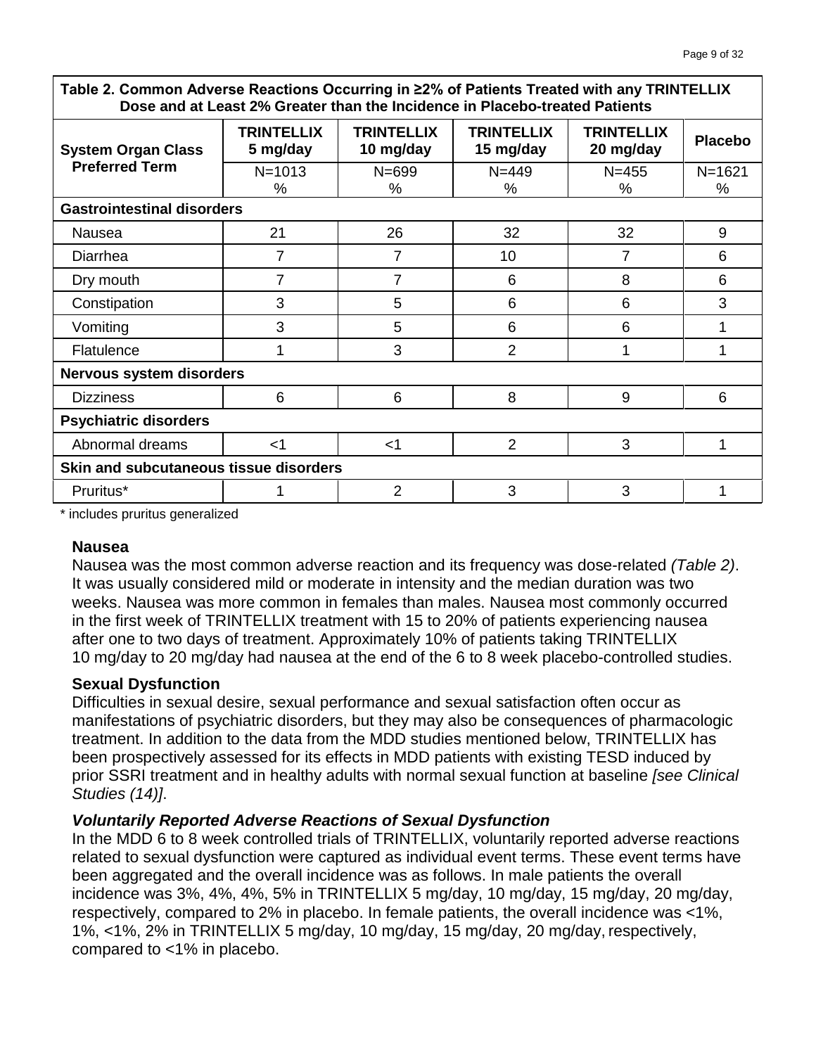| Table 2. Common Adverse Reactions Occurring in ≥2% of Patients Treated with any TRINTELLIX Dose and at Least 2% Greater than the Incidence in Placebo-treated Patients | | | | | |
|---|---|---|---|---|---|
| **System Organ Class Preferred Term** | **TRINTELLIX 5 mg/day** | **TRINTELLIX 10 mg/day** | **TRINTELLIX 15 mg/day** | **TRINTELLIX 20 mg/day** | **Placebo** |
| | N=1013 % | N=699 % | N=449 % | N=455 % | N=1621 % |
| **Gastrointestinal disorders** | | | | | |
| Nausea | 21 | 26 | 32 | 32 | 9 |
| Diarrhea | 7 | 7 | 10 | 7 | 6 |
| Dry mouth | 7 | 7 | 6 | 8 | 6 |
| Constipation | 3 | 5 | 6 | 6 | 3 |
| Vomiting | 3 | 5 | 6 | 6 | 1 |
| Flatulence | 1 | 3 | 2 | 1 | 1 |
| **Nervous system disorders** | | | | | |
| Dizziness | 6 | 6 | 8 | 9 | 6 |
| **Psychiatric disorders** | | | | | |
| Abnormal dreams | <1 | <1 | 2 | 3 | 1 |
| **Skin and subcutaneous tissue disorders** | | | | | |
| Pruritus* | 1 | 2 | 3 | 3 | 1 |

\* includes pruritus generalized

### Nausea

Nausea was the most common adverse reaction and its frequency was dose-related *(Table 2)*. It was usually considered mild or moderate in intensity and the median duration was two weeks. Nausea was more common in females than males. Nausea most commonly occurred in the first week of TRINTELLIX treatment with 15 to 20% of patients experiencing nausea after one to two days of treatment. Approximately 10% of patients taking TRINTELLIX 10 mg/day to 20 mg/day had nausea at the end of the 6 to 8 week placebo-controlled studies.

### Sexual Dysfunction

Difficulties in sexual desire, sexual performance and sexual satisfaction often occur as manifestations of psychiatric disorders, but they may also be consequences of pharmacologic treatment. In addition to the data from the MDD studies mentioned below, TRINTELLIX has been prospectively assessed for its effects in MDD patients with existing TESD induced by prior SSRI treatment and in healthy adults with normal sexual function at baseline *[see Clinical Studies (14)]*.

#### *Voluntarily Reported Adverse Reactions of Sexual Dysfunction*

In the MDD 6 to 8 week controlled trials of TRINTELLIX, voluntarily reported adverse reactions related to sexual dysfunction were captured as individual event terms. These event terms have been aggregated and the overall incidence was as follows. In male patients the overall incidence was 3%, 4%, 4%, 5% in TRINTELLIX 5 mg/day, 10 mg/day, 15 mg/day, 20 mg/day, respectively, compared to 2% in placebo. In female patients, the overall incidence was <1%, 1%, <1%, 2% in TRINTELLIX 5 mg/day, 10 mg/day, 15 mg/day, 20 mg/day, respectively, compared to <1% in placebo.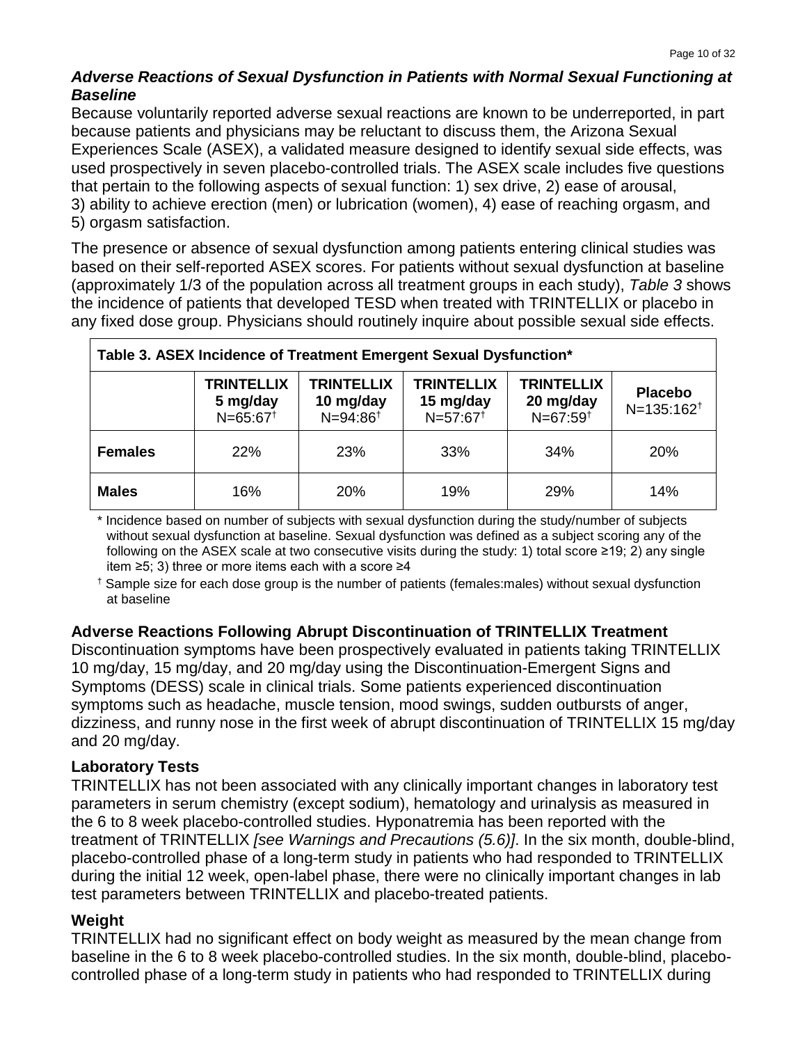### *Adverse Reactions of Sexual Dysfunction in Patients with Normal Sexual Functioning at Baseline*

Because voluntarily reported adverse sexual reactions are known to be underreported, in part because patients and physicians may be reluctant to discuss them, the Arizona Sexual Experiences Scale (ASEX), a validated measure designed to identify sexual side effects, was used prospectively in seven placebo-controlled trials. The ASEX scale includes five questions that pertain to the following aspects of sexual function: 1) sex drive, 2) ease of arousal, 3) ability to achieve erection (men) or lubrication (women), 4) ease of reaching orgasm, and 5) orgasm satisfaction.

The presence or absence of sexual dysfunction among patients entering clinical studies was based on their self-reported ASEX scores. For patients without sexual dysfunction at baseline (approximately 1/3 of the population across all treatment groups in each study), *Table 3* shows the incidence of patients that developed TESD when treated with TRINTELLIX or placebo in any fixed dose group. Physicians should routinely inquire about possible sexual side effects.

**Table 3. ASEX Incidence of Treatment Emergent Sexual Dysfunction***

| | **TRINTELLIX 5 mg/day** N=65:67† | **TRINTELLIX 10 mg/day** N=94:86† | **TRINTELLIX 15 mg/day** N=57:67† | **TRINTELLIX 20 mg/day** N=67:59† | **Placebo** N=135:162† |
|---|---|---|---|---|---|
| **Females** | 22% | 23% | 33% | 34% | 20% |
| **Males** | 16% | 20% | 19% | 29% | 14% |

\* Incidence based on number of subjects with sexual dysfunction during the study/number of subjects without sexual dysfunction at baseline. Sexual dysfunction was defined as a subject scoring any of the following on the ASEX scale at two consecutive visits during the study: 1) total score ≥19; 2) any single item ≥5; 3) three or more items each with a score ≥4

† Sample size for each dose group is the number of patients (females:males) without sexual dysfunction at baseline

**Adverse Reactions Following Abrupt Discontinuation of TRINTELLIX Treatment**

Discontinuation symptoms have been prospectively evaluated in patients taking TRINTELLIX 10 mg/day, 15 mg/day, and 20 mg/day using the Discontinuation-Emergent Signs and Symptoms (DESS) scale in clinical trials. Some patients experienced discontinuation symptoms such as headache, muscle tension, mood swings, sudden outbursts of anger, dizziness, and runny nose in the first week of abrupt discontinuation of TRINTELLIX 15 mg/day and 20 mg/day.

**Laboratory Tests**

TRINTELLIX has not been associated with any clinically important changes in laboratory test parameters in serum chemistry (except sodium), hematology and urinalysis as measured in the 6 to 8 week placebo-controlled studies. Hyponatremia has been reported with the treatment of TRINTELLIX *[see Warnings and Precautions (5.6)]*. In the six month, double-blind, placebo-controlled phase of a long-term study in patients who had responded to TRINTELLIX during the initial 12 week, open-label phase, there were no clinically important changes in lab test parameters between TRINTELLIX and placebo-treated patients.

**Weight**

TRINTELLIX had no significant effect on body weight as measured by the mean change from baseline in the 6 to 8 week placebo-controlled studies. In the six month, double-blind, placebo-controlled phase of a long-term study in patients who had responded to TRINTELLIX during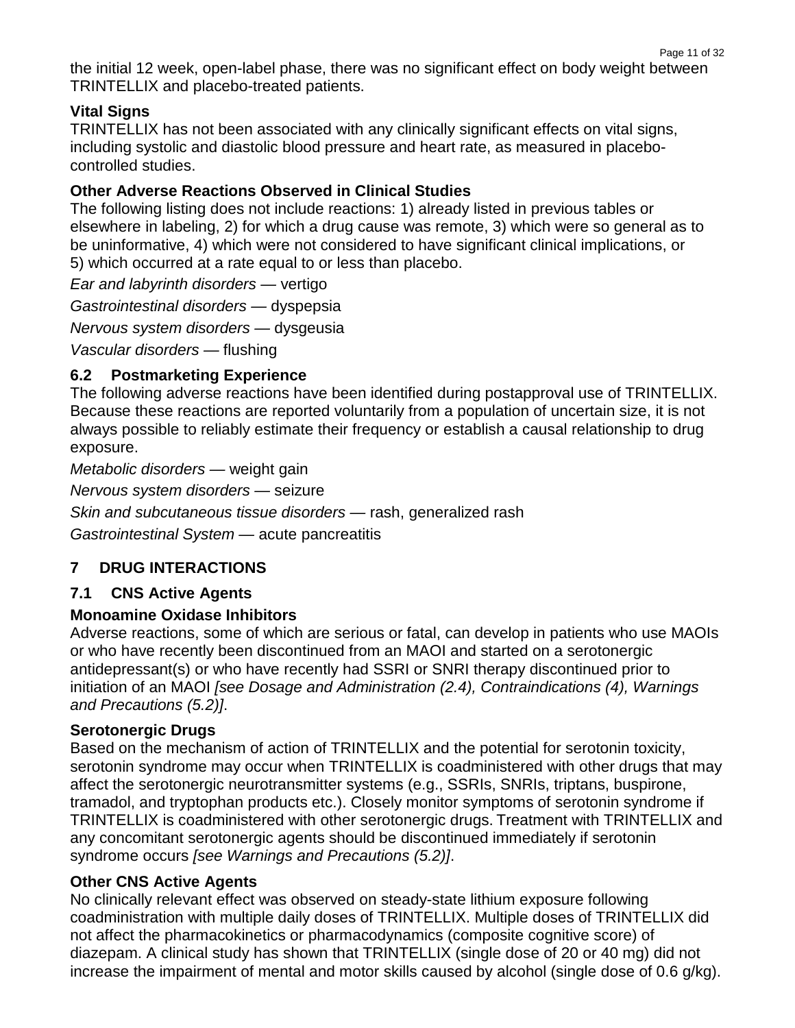the initial 12 week, open-label phase, there was no significant effect on body weight between TRINTELLIX and placebo-treated patients.

**Vital Signs**

TRINTELLIX has not been associated with any clinically significant effects on vital signs, including systolic and diastolic blood pressure and heart rate, as measured in placebo-controlled studies.

**Other Adverse Reactions Observed in Clinical Studies**

The following listing does not include reactions: 1) already listed in previous tables or elsewhere in labeling, 2) for which a drug cause was remote, 3) which were so general as to be uninformative, 4) which were not considered to have significant clinical implications, or 5) which occurred at a rate equal to or less than placebo.

*Ear and labyrinth disorders* — vertigo

*Gastrointestinal disorders* — dyspepsia

*Nervous system disorders* — dysgeusia

*Vascular disorders* — flushing

### 6.2 Postmarketing Experience

The following adverse reactions have been identified during postapproval use of TRINTELLIX. Because these reactions are reported voluntarily from a population of uncertain size, it is not always possible to reliably estimate their frequency or establish a causal relationship to drug exposure.

*Metabolic disorders* — weight gain

*Nervous system disorders* — seizure

*Skin and subcutaneous tissue disorders* — rash, generalized rash

*Gastrointestinal System* — acute pancreatitis

## 7 DRUG INTERACTIONS

### 7.1 CNS Active Agents

**Monoamine Oxidase Inhibitors**

Adverse reactions, some of which are serious or fatal, can develop in patients who use MAOIs or who have recently been discontinued from an MAOI and started on a serotonergic antidepressant(s) or who have recently had SSRI or SNRI therapy discontinued prior to initiation of an MAOI *[see Dosage and Administration (2.4), Contraindications (4), Warnings and Precautions (5.2)]*.

**Serotonergic Drugs**

Based on the mechanism of action of TRINTELLIX and the potential for serotonin toxicity, serotonin syndrome may occur when TRINTELLIX is coadministered with other drugs that may affect the serotonergic neurotransmitter systems (e.g., SSRIs, SNRIs, triptans, buspirone, tramadol, and tryptophan products etc.). Closely monitor symptoms of serotonin syndrome if TRINTELLIX is coadministered with other serotonergic drugs. Treatment with TRINTELLIX and any concomitant serotonergic agents should be discontinued immediately if serotonin syndrome occurs *[see Warnings and Precautions (5.2)]*.

**Other CNS Active Agents**

No clinically relevant effect was observed on steady-state lithium exposure following coadministration with multiple daily doses of TRINTELLIX. Multiple doses of TRINTELLIX did not affect the pharmacokinetics or pharmacodynamics (composite cognitive score) of diazepam. A clinical study has shown that TRINTELLIX (single dose of 20 or 40 mg) did not increase the impairment of mental and motor skills caused by alcohol (single dose of 0.6 g/kg).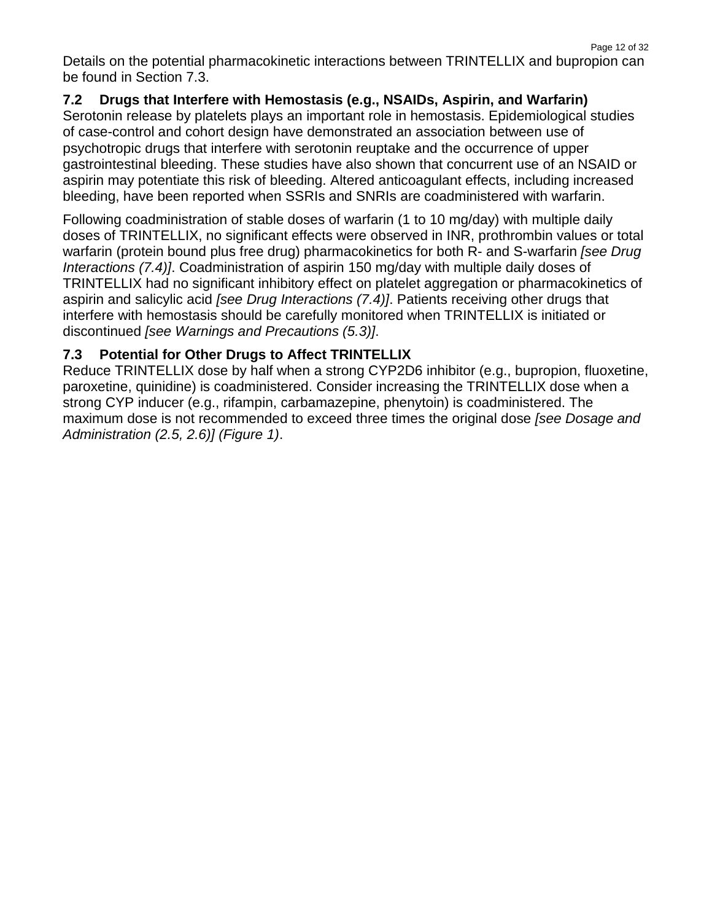Details on the potential pharmacokinetic interactions between TRINTELLIX and bupropion can be found in Section 7.3.

### 7.2 Drugs that Interfere with Hemostasis (e.g., NSAIDs, Aspirin, and Warfarin)

Serotonin release by platelets plays an important role in hemostasis. Epidemiological studies of case-control and cohort design have demonstrated an association between use of psychotropic drugs that interfere with serotonin reuptake and the occurrence of upper gastrointestinal bleeding. These studies have also shown that concurrent use of an NSAID or aspirin may potentiate this risk of bleeding. Altered anticoagulant effects, including increased bleeding, have been reported when SSRIs and SNRIs are coadministered with warfarin.

Following coadministration of stable doses of warfarin (1 to 10 mg/day) with multiple daily doses of TRINTELLIX, no significant effects were observed in INR, prothrombin values or total warfarin (protein bound plus free drug) pharmacokinetics for both R- and S-warfarin *[see Drug Interactions (7.4)]*. Coadministration of aspirin 150 mg/day with multiple daily doses of TRINTELLIX had no significant inhibitory effect on platelet aggregation or pharmacokinetics of aspirin and salicylic acid *[see Drug Interactions (7.4)]*. Patients receiving other drugs that interfere with hemostasis should be carefully monitored when TRINTELLIX is initiated or discontinued *[see Warnings and Precautions (5.3)]*.

### 7.3 Potential for Other Drugs to Affect TRINTELLIX

Reduce TRINTELLIX dose by half when a strong CYP2D6 inhibitor (e.g., bupropion, fluoxetine, paroxetine, quinidine) is coadministered. Consider increasing the TRINTELLIX dose when a strong CYP inducer (e.g., rifampin, carbamazepine, phenytoin) is coadministered. The maximum dose is not recommended to exceed three times the original dose *[see Dosage and Administration (2.5, 2.6)] (Figure 1)*.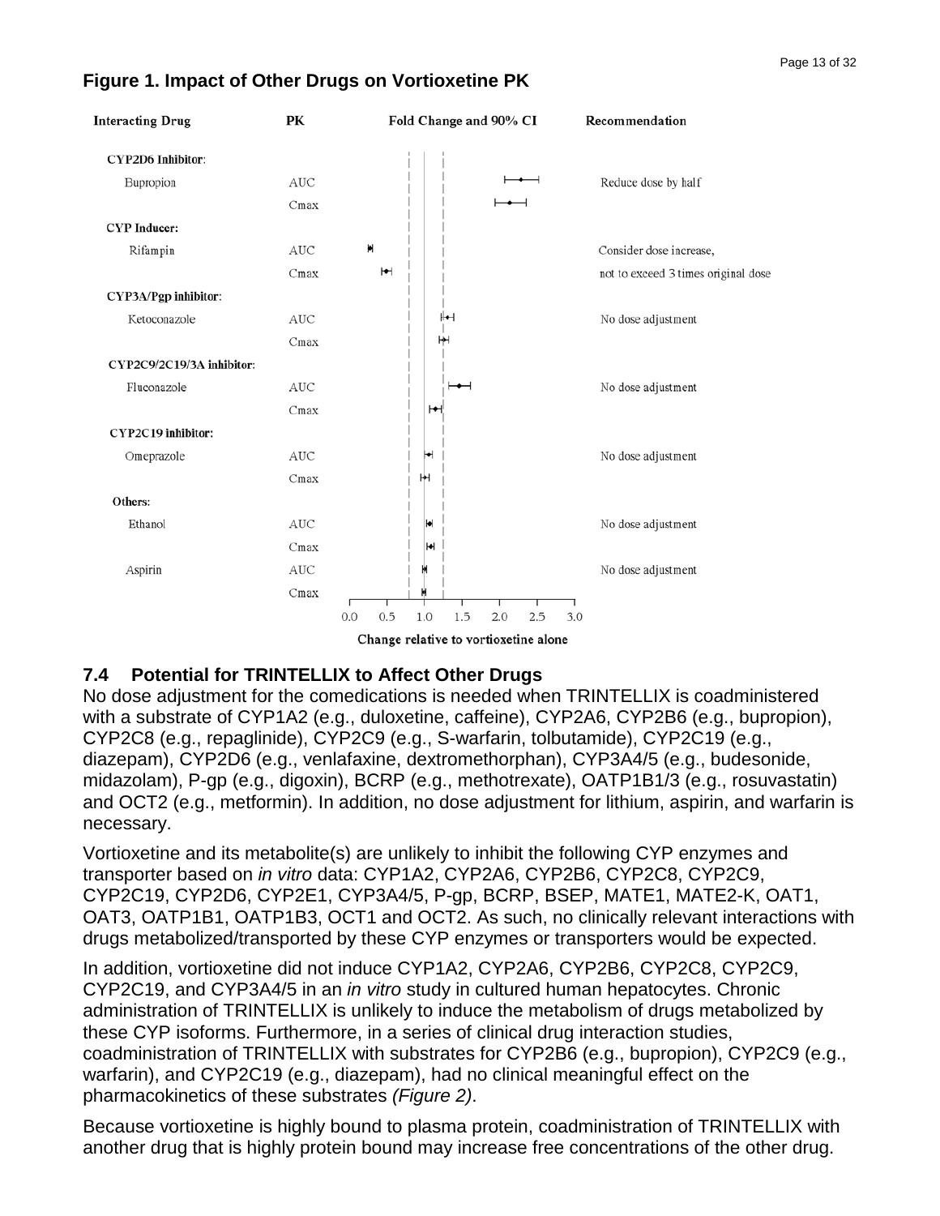**Figure 1. Impact of Other Drugs on Vortioxetine PK**

| Interacting Drug | PK | Fold Change and 90% CI | Recommendation |
|---|---|---|---|
| **CYP2D6 Inhibitor:** | | | |
| Bupropion | AUC | | Reduce dose by half |
| | Cmax | | |
| **CYP Inducer:** | | | |
| Rifampin | AUC | | Consider dose increase, |
| | Cmax | | not to exceed 3 times original dose |
| **CYP3A/Pgp inhibitor:** | | | |
| Ketoconazole | AUC | | No dose adjustment |
| | Cmax | | |
| **CYP2C9/2C19/3A inhibitor:** | | | |
| Fluconazole | AUC | | No dose adjustment |
| | Cmax | | |
| **CYP2C19 inhibitor:** | | | |
| Omeprazole | AUC | | No dose adjustment |
| | Cmax | | |
| **Others:** | | | |
| Ethanol | AUC | | No dose adjustment |
| | Cmax | | |
| Aspirin | AUC | | No dose adjustment |
| | Cmax | | |

Change relative to vortioxetine alone

### 7.4 Potential for TRINTELLIX to Affect Other Drugs

No dose adjustment for the comedications is needed when TRINTELLIX is coadministered with a substrate of CYP1A2 (e.g., duloxetine, caffeine), CYP2A6, CYP2B6 (e.g., bupropion), CYP2C8 (e.g., repaglinide), CYP2C9 (e.g., S-warfarin, tolbutamide), CYP2C19 (e.g., diazepam), CYP2D6 (e.g., venlafaxine, dextromethorphan), CYP3A4/5 (e.g., budesonide, midazolam), P-gp (e.g., digoxin), BCRP (e.g., methotrexate), OATP1B1/3 (e.g., rosuvastatin) and OCT2 (e.g., metformin). In addition, no dose adjustment for lithium, aspirin, and warfarin is necessary.

Vortioxetine and its metabolite(s) are unlikely to inhibit the following CYP enzymes and transporter based on *in vitro* data: CYP1A2, CYP2A6, CYP2B6, CYP2C8, CYP2C9, CYP2C19, CYP2D6, CYP2E1, CYP3A4/5, P-gp, BCRP, BSEP, MATE1, MATE2-K, OAT1, OAT3, OATP1B1, OATP1B3, OCT1 and OCT2. As such, no clinically relevant interactions with drugs metabolized/transported by these CYP enzymes or transporters would be expected.

In addition, vortioxetine did not induce CYP1A2, CYP2A6, CYP2B6, CYP2C8, CYP2C9, CYP2C19, and CYP3A4/5 in an *in vitro* study in cultured human hepatocytes. Chronic administration of TRINTELLIX is unlikely to induce the metabolism of drugs metabolized by these CYP isoforms. Furthermore, in a series of clinical drug interaction studies, coadministration of TRINTELLIX with substrates for CYP2B6 (e.g., bupropion), CYP2C9 (e.g., warfarin), and CYP2C19 (e.g., diazepam), had no clinical meaningful effect on the pharmacokinetics of these substrates *(Figure 2)*.

Because vortioxetine is highly bound to plasma protein, coadministration of TRINTELLIX with another drug that is highly protein bound may increase free concentrations of the other drug.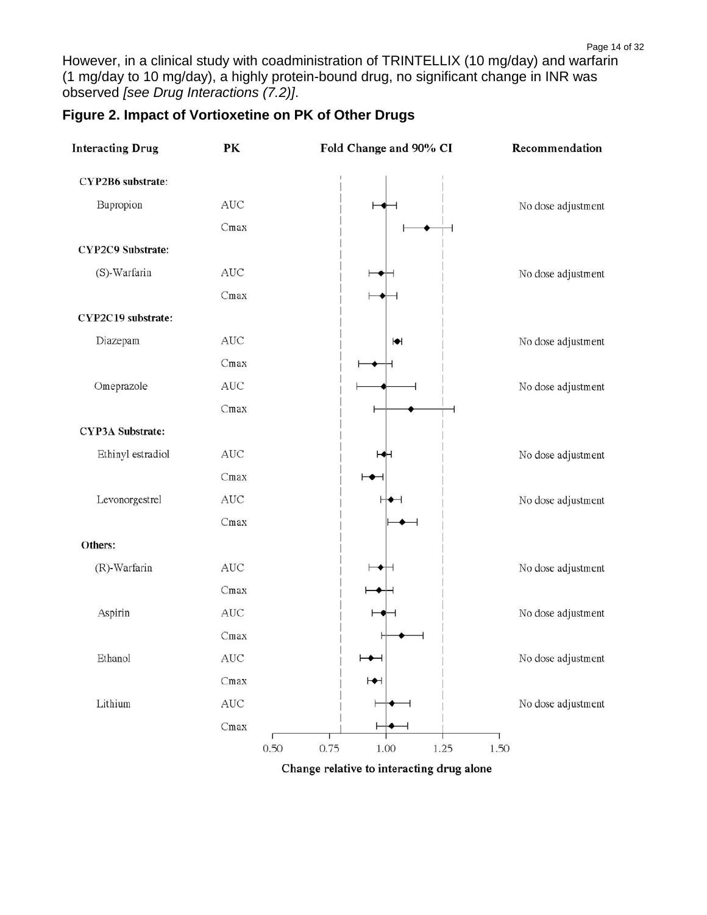However, in a clinical study with coadministration of TRINTELLIX (10 mg/day) and warfarin (1 mg/day to 10 mg/day), a highly protein-bound drug, no significant change in INR was observed *[see Drug Interactions (7.2)]*.

**Figure 2. Impact of Vortioxetine on PK of Other Drugs**

| Interacting Drug | PK | Recommendation |
|---|---|---|
| **CYP2B6 substrate:** | | |
| Bupropion | AUC | No dose adjustment |
| | Cmax | |
| **CYP2C9 Substrate:** | | |
| (S)-Warfarin | AUC | No dose adjustment |
| | Cmax | |
| **CYP2C19 substrate:** | | |
| Diazepam | AUC | No dose adjustment |
| | Cmax | |
| Omeprazole | AUC | No dose adjustment |
| | Cmax | |
| **CYP3A Substrate:** | | |
| Ethinyl estradiol | AUC | No dose adjustment |
| | Cmax | |
| Levonorgestrel | AUC | No dose adjustment |
| | Cmax | |
| **Others:** | | |
| (R)-Warfarin | AUC | No dose adjustment |
| | Cmax | |
| Aspirin | AUC | No dose adjustment |
| | Cmax | |
| Ethanol | AUC | No dose adjustment |
| | Cmax | |
| Lithium | AUC | No dose adjustment |
| | Cmax | |

Fold Change and 90% CI

0.50 0.75 1.00 1.25 1.50

Change relative to interacting drug alone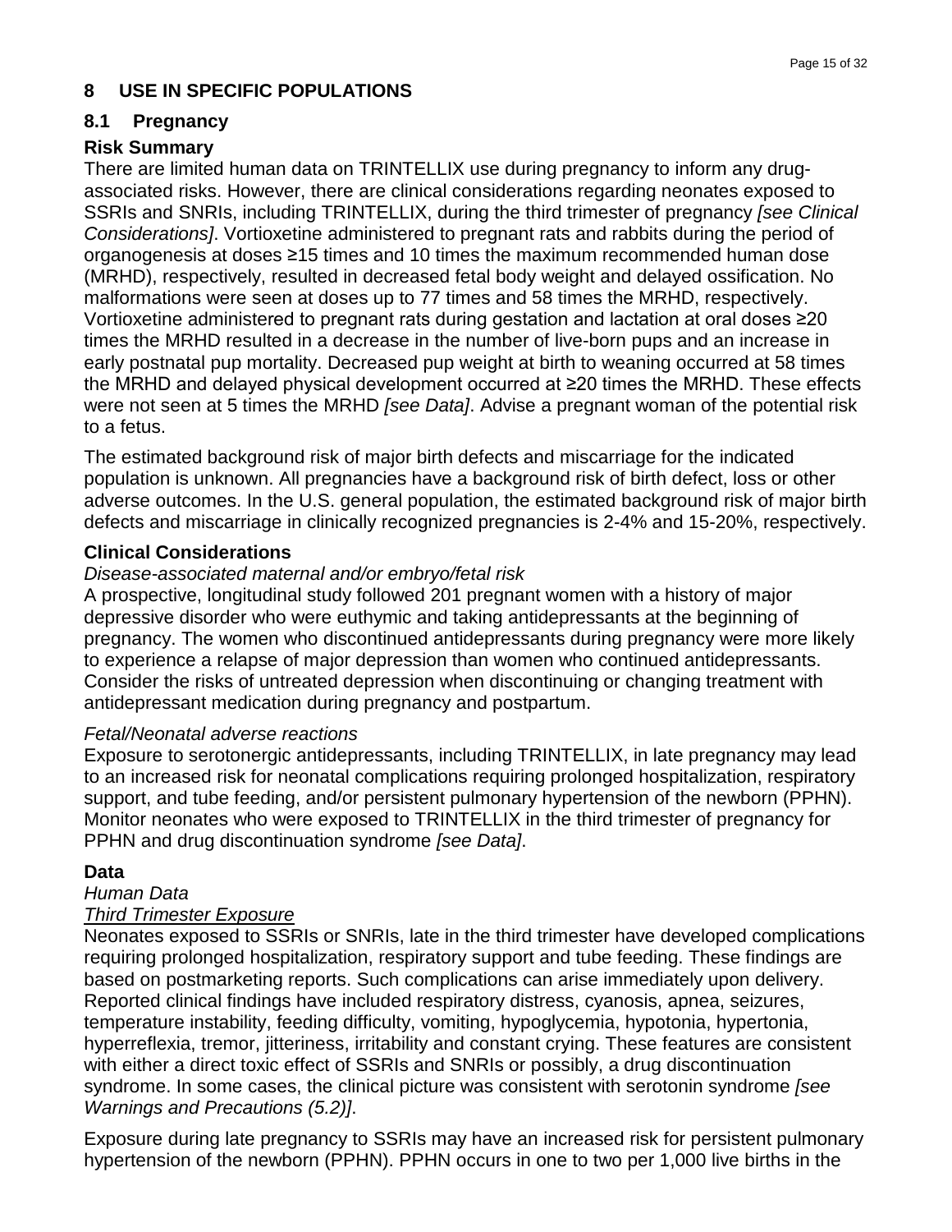## 8 USE IN SPECIFIC POPULATIONS

### 8.1 Pregnancy

**Risk Summary**

There are limited human data on TRINTELLIX use during pregnancy to inform any drug-associated risks. However, there are clinical considerations regarding neonates exposed to SSRIs and SNRIs, including TRINTELLIX, during the third trimester of pregnancy *[see Clinical Considerations]*. Vortioxetine administered to pregnant rats and rabbits during the period of organogenesis at doses ≥15 times and 10 times the maximum recommended human dose (MRHD), respectively, resulted in decreased fetal body weight and delayed ossification. No malformations were seen at doses up to 77 times and 58 times the MRHD, respectively. Vortioxetine administered to pregnant rats during gestation and lactation at oral doses ≥20 times the MRHD resulted in a decrease in the number of live-born pups and an increase in early postnatal pup mortality. Decreased pup weight at birth to weaning occurred at 58 times the MRHD and delayed physical development occurred at ≥20 times the MRHD. These effects were not seen at 5 times the MRHD *[see Data]*. Advise a pregnant woman of the potential risk to a fetus.

The estimated background risk of major birth defects and miscarriage for the indicated population is unknown. All pregnancies have a background risk of birth defect, loss or other adverse outcomes. In the U.S. general population, the estimated background risk of major birth defects and miscarriage in clinically recognized pregnancies is 2-4% and 15-20%, respectively.

**Clinical Considerations**

*Disease-associated maternal and/or embryo/fetal risk*

A prospective, longitudinal study followed 201 pregnant women with a history of major depressive disorder who were euthymic and taking antidepressants at the beginning of pregnancy. The women who discontinued antidepressants during pregnancy were more likely to experience a relapse of major depression than women who continued antidepressants. Consider the risks of untreated depression when discontinuing or changing treatment with antidepressant medication during pregnancy and postpartum.

*Fetal/Neonatal adverse reactions*

Exposure to serotonergic antidepressants, including TRINTELLIX, in late pregnancy may lead to an increased risk for neonatal complications requiring prolonged hospitalization, respiratory support, and tube feeding, and/or persistent pulmonary hypertension of the newborn (PPHN). Monitor neonates who were exposed to TRINTELLIX in the third trimester of pregnancy for PPHN and drug discontinuation syndrome *[see Data]*.

**Data**

*Human Data*

*Third Trimester Exposure*

Neonates exposed to SSRIs or SNRIs, late in the third trimester have developed complications requiring prolonged hospitalization, respiratory support and tube feeding. These findings are based on postmarketing reports. Such complications can arise immediately upon delivery. Reported clinical findings have included respiratory distress, cyanosis, apnea, seizures, temperature instability, feeding difficulty, vomiting, hypoglycemia, hypotonia, hypertonia, hyperreflexia, tremor, jitteriness, irritability and constant crying. These features are consistent with either a direct toxic effect of SSRIs and SNRIs or possibly, a drug discontinuation syndrome. In some cases, the clinical picture was consistent with serotonin syndrome *[see Warnings and Precautions (5.2)]*.

Exposure during late pregnancy to SSRIs may have an increased risk for persistent pulmonary hypertension of the newborn (PPHN). PPHN occurs in one to two per 1,000 live births in the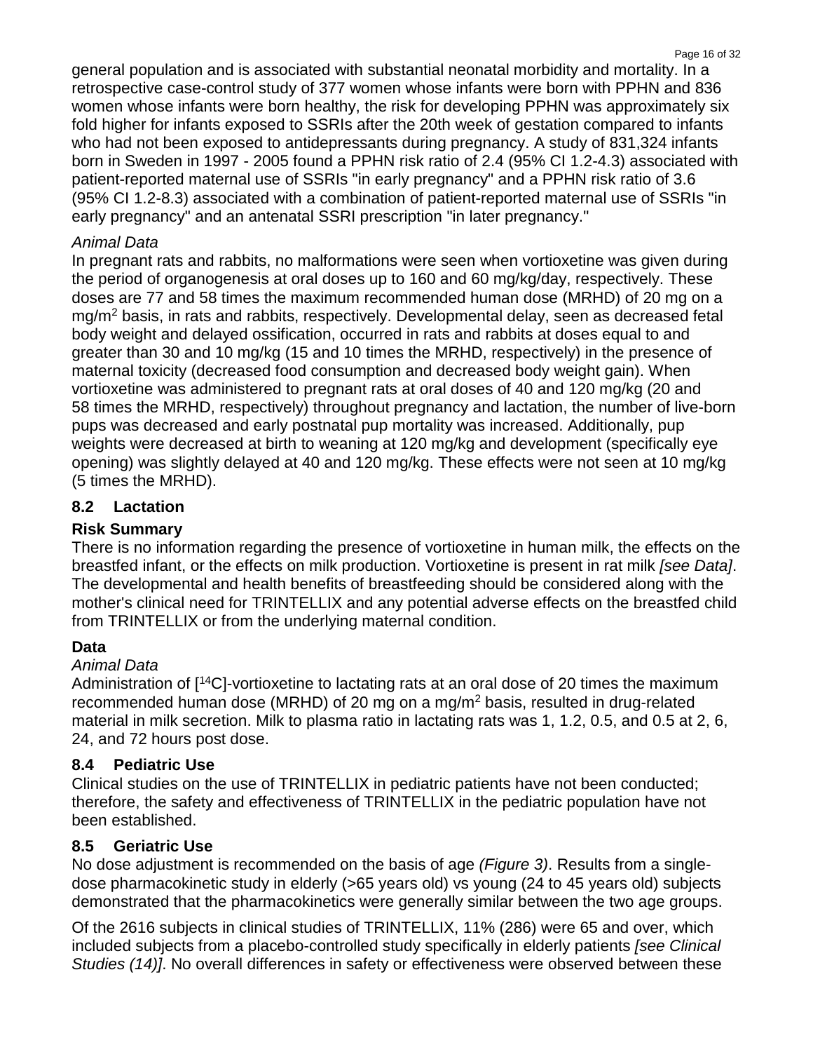general population and is associated with substantial neonatal morbidity and mortality. In a retrospective case-control study of 377 women whose infants were born with PPHN and 836 women whose infants were born healthy, the risk for developing PPHN was approximately six fold higher for infants exposed to SSRIs after the 20th week of gestation compared to infants who had not been exposed to antidepressants during pregnancy. A study of 831,324 infants born in Sweden in 1997 - 2005 found a PPHN risk ratio of 2.4 (95% CI 1.2-4.3) associated with patient-reported maternal use of SSRIs "in early pregnancy" and a PPHN risk ratio of 3.6 (95% CI 1.2-8.3) associated with a combination of patient-reported maternal use of SSRIs "in early pregnancy" and an antenatal SSRI prescription "in later pregnancy."

*Animal Data*

In pregnant rats and rabbits, no malformations were seen when vortioxetine was given during the period of organogenesis at oral doses up to 160 and 60 mg/kg/day, respectively. These doses are 77 and 58 times the maximum recommended human dose (MRHD) of 20 mg on a mg/m$^2$ basis, in rats and rabbits, respectively. Developmental delay, seen as decreased fetal body weight and delayed ossification, occurred in rats and rabbits at doses equal to and greater than 30 and 10 mg/kg (15 and 10 times the MRHD, respectively) in the presence of maternal toxicity (decreased food consumption and decreased body weight gain). When vortioxetine was administered to pregnant rats at oral doses of 40 and 120 mg/kg (20 and 58 times the MRHD, respectively) throughout pregnancy and lactation, the number of live-born pups was decreased and early postnatal pup mortality was increased. Additionally, pup weights were decreased at birth to weaning at 120 mg/kg and development (specifically eye opening) was slightly delayed at 40 and 120 mg/kg. These effects were not seen at 10 mg/kg (5 times the MRHD).

## 8.2 Lactation

**Risk Summary**

There is no information regarding the presence of vortioxetine in human milk, the effects on the breastfed infant, or the effects on milk production. Vortioxetine is present in rat milk *[see Data]*. The developmental and health benefits of breastfeeding should be considered along with the mother's clinical need for TRINTELLIX and any potential adverse effects on the breastfed child from TRINTELLIX or from the underlying maternal condition.

**Data**

*Animal Data*

Administration of [$^{14}$C]-vortioxetine to lactating rats at an oral dose of 20 times the maximum recommended human dose (MRHD) of 20 mg on a mg/m$^2$ basis, resulted in drug-related material in milk secretion. Milk to plasma ratio in lactating rats was 1, 1.2, 0.5, and 0.5 at 2, 6, 24, and 72 hours post dose.

## 8.4 Pediatric Use

Clinical studies on the use of TRINTELLIX in pediatric patients have not been conducted; therefore, the safety and effectiveness of TRINTELLIX in the pediatric population have not been established.

## 8.5 Geriatric Use

No dose adjustment is recommended on the basis of age *(Figure 3)*. Results from a single-dose pharmacokinetic study in elderly (>65 years old) vs young (24 to 45 years old) subjects demonstrated that the pharmacokinetics were generally similar between the two age groups.

Of the 2616 subjects in clinical studies of TRINTELLIX, 11% (286) were 65 and over, which included subjects from a placebo-controlled study specifically in elderly patients *[see Clinical Studies (14)]*. No overall differences in safety or effectiveness were observed between these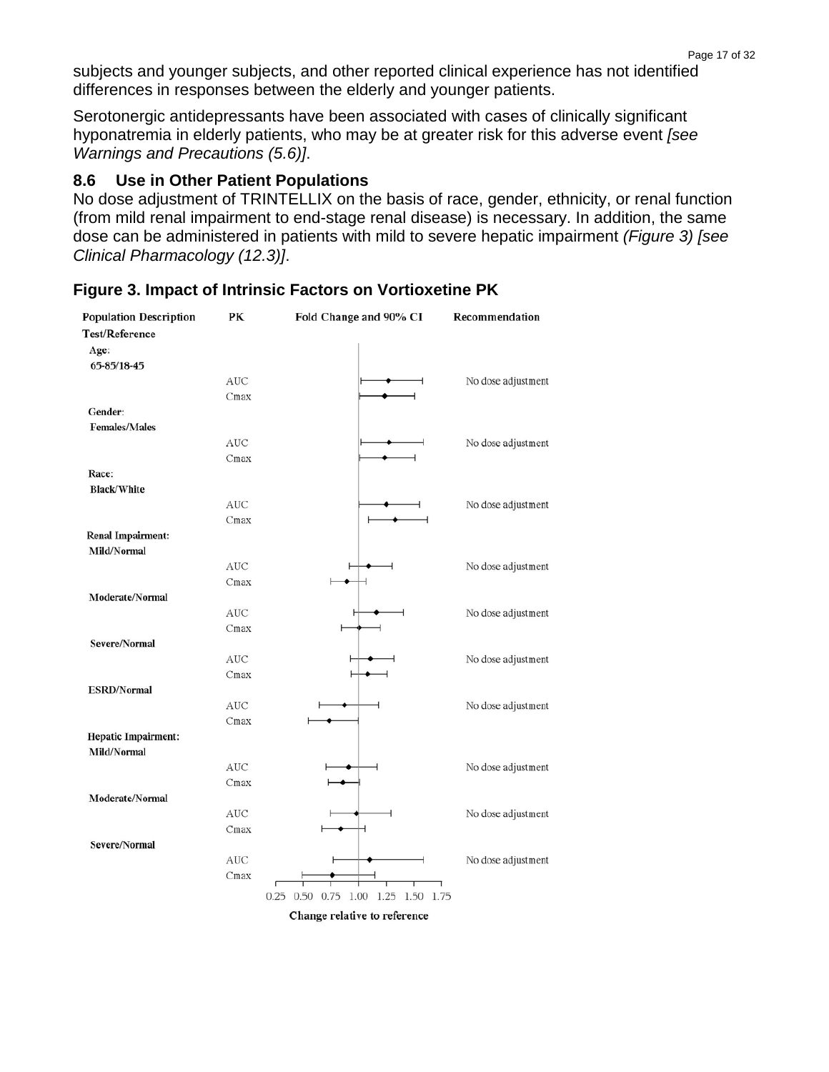subjects and younger subjects, and other reported clinical experience has not identified differences in responses between the elderly and younger patients.

Serotonergic antidepressants have been associated with cases of clinically significant hyponatremia in elderly patients, who may be at greater risk for this adverse event *[see Warnings and Precautions (5.6)]*.

### 8.6 Use in Other Patient Populations

No dose adjustment of TRINTELLIX on the basis of race, gender, ethnicity, or renal function (from mild renal impairment to end-stage renal disease) is necessary. In addition, the same dose can be administered in patients with mild to severe hepatic impairment *(Figure 3) [see Clinical Pharmacology (12.3)]*.

**Figure 3. Impact of Intrinsic Factors on Vortioxetine PK**

| Population Description Test/Reference | PK | Recommendation |
| --- | --- | --- |
| **Age:** 65-85/18-45 | AUC | No dose adjustment |
| | Cmax | |
| **Gender:** Females/Males | AUC | No dose adjustment |
| | Cmax | |
| **Race:** Black/White | AUC | No dose adjustment |
| | Cmax | |
| **Renal Impairment:** Mild/Normal | AUC | No dose adjustment |
| | Cmax | |
| Moderate/Normal | AUC | No dose adjustment |
| | Cmax | |
| Severe/Normal | AUC | No dose adjustment |
| | Cmax | |
| ESRD/Normal | AUC | No dose adjustment |
| | Cmax | |
| **Hepatic Impairment:** Mild/Normal | AUC | No dose adjustment |
| | Cmax | |
| Moderate/Normal | AUC | No dose adjustment |
| | Cmax | |
| Severe/Normal | AUC | No dose adjustment |
| | Cmax | |

Fold Change and 90% CI (axis: 0.25 0.50 0.75 1.00 1.25 1.50 1.75)

Change relative to reference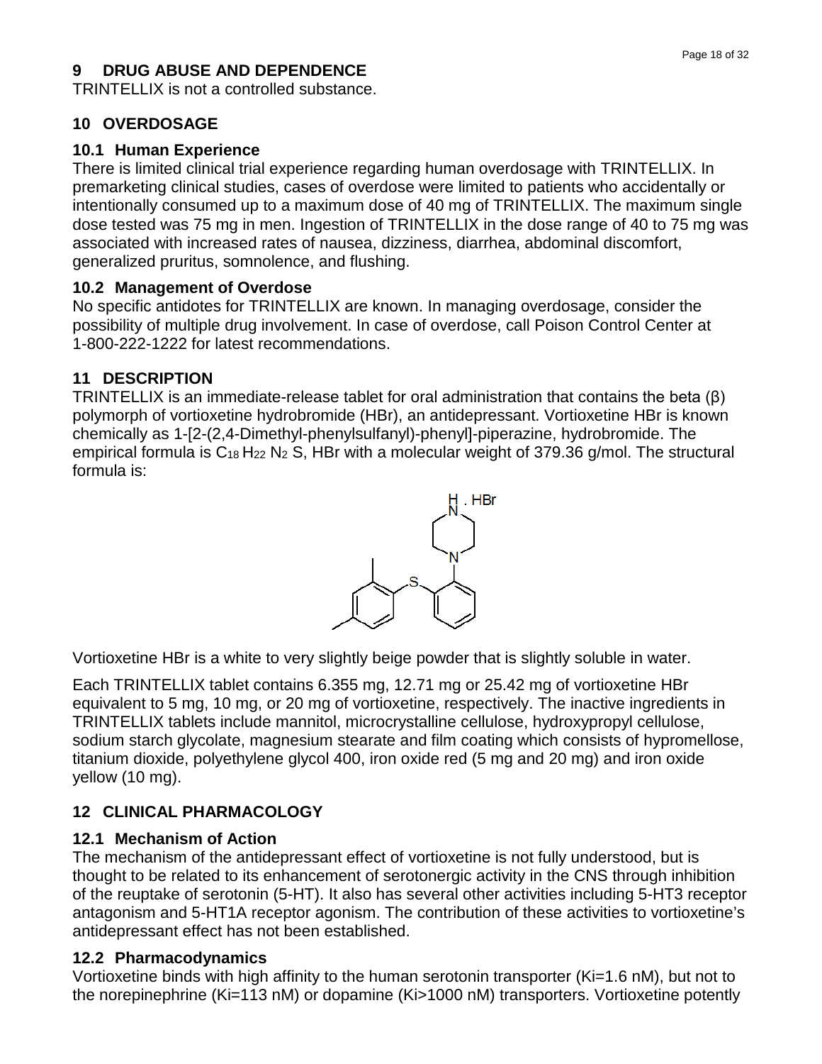## 9 DRUG ABUSE AND DEPENDENCE

TRINTELLIX is not a controlled substance.

## 10 OVERDOSAGE

### 10.1 Human Experience

There is limited clinical trial experience regarding human overdosage with TRINTELLIX. In premarketing clinical studies, cases of overdose were limited to patients who accidentally or intentionally consumed up to a maximum dose of 40 mg of TRINTELLIX. The maximum single dose tested was 75 mg in men. Ingestion of TRINTELLIX in the dose range of 40 to 75 mg was associated with increased rates of nausea, dizziness, diarrhea, abdominal discomfort, generalized pruritus, somnolence, and flushing.

### 10.2 Management of Overdose

No specific antidotes for TRINTELLIX are known. In managing overdosage, consider the possibility of multiple drug involvement. In case of overdose, call Poison Control Center at 1-800-222-1222 for latest recommendations.

## 11 DESCRIPTION

TRINTELLIX is an immediate-release tablet for oral administration that contains the beta (β) polymorph of vortioxetine hydrobromide (HBr), an antidepressant. Vortioxetine HBr is known chemically as 1-[2-(2,4-Dimethyl-phenylsulfanyl)-phenyl]-piperazine, hydrobromide. The empirical formula is $C_{18}H_{22}N_2S$, HBr with a molecular weight of 379.36 g/mol. The structural formula is:

Vortioxetine HBr is a white to very slightly beige powder that is slightly soluble in water.

Each TRINTELLIX tablet contains 6.355 mg, 12.71 mg or 25.42 mg of vortioxetine HBr equivalent to 5 mg, 10 mg, or 20 mg of vortioxetine, respectively. The inactive ingredients in TRINTELLIX tablets include mannitol, microcrystalline cellulose, hydroxypropyl cellulose, sodium starch glycolate, magnesium stearate and film coating which consists of hypromellose, titanium dioxide, polyethylene glycol 400, iron oxide red (5 mg and 20 mg) and iron oxide yellow (10 mg).

## 12 CLINICAL PHARMACOLOGY

### 12.1 Mechanism of Action

The mechanism of the antidepressant effect of vortioxetine is not fully understood, but is thought to be related to its enhancement of serotonergic activity in the CNS through inhibition of the reuptake of serotonin (5-HT). It also has several other activities including 5-HT3 receptor antagonism and 5-HT1A receptor agonism. The contribution of these activities to vortioxetine's antidepressant effect has not been established.

### 12.2 Pharmacodynamics

Vortioxetine binds with high affinity to the human serotonin transporter (Ki=1.6 nM), but not to the norepinephrine (Ki=113 nM) or dopamine (Ki>1000 nM) transporters. Vortioxetine potently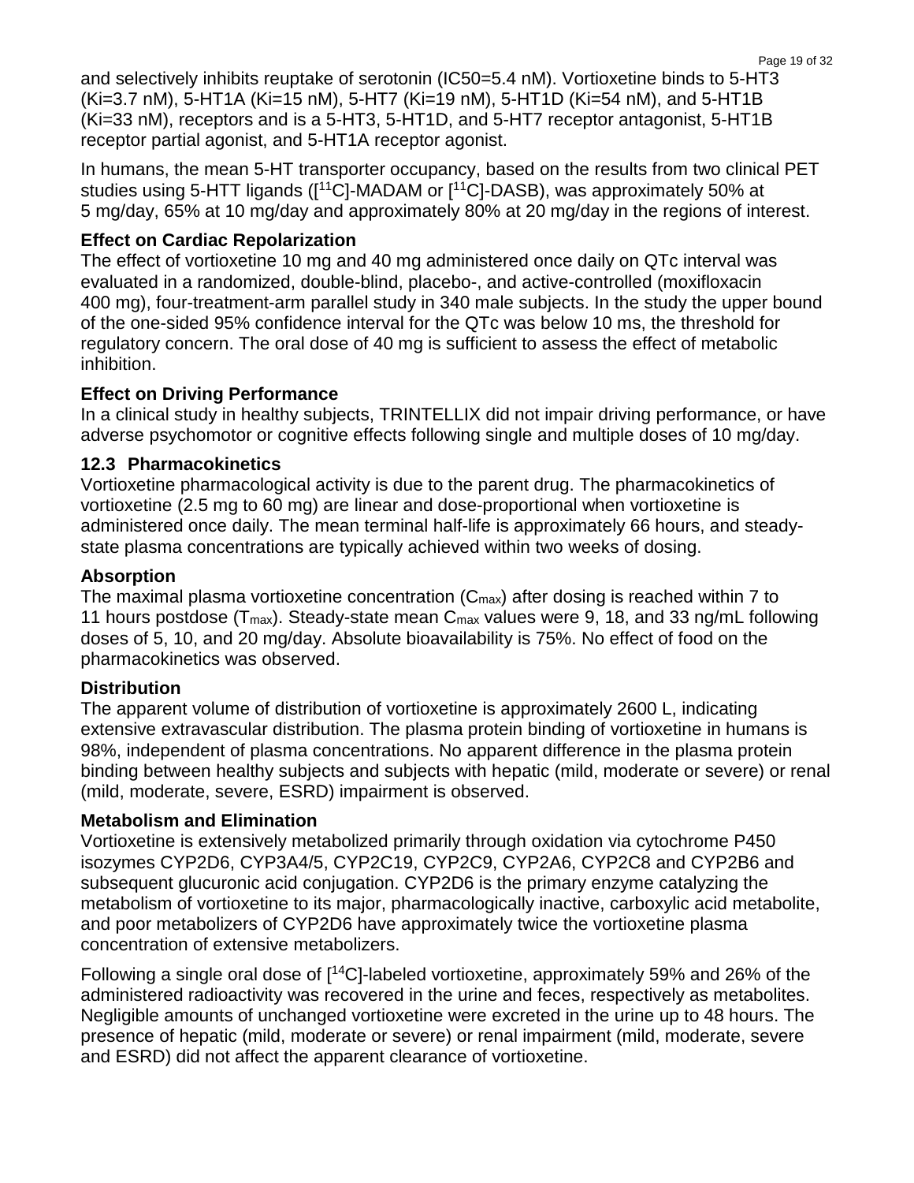and selectively inhibits reuptake of serotonin (IC50=5.4 nM). Vortioxetine binds to 5-HT3 (Ki=3.7 nM), 5-HT1A (Ki=15 nM), 5-HT7 (Ki=19 nM), 5-HT1D (Ki=54 nM), and 5-HT1B (Ki=33 nM), receptors and is a 5-HT3, 5-HT1D, and 5-HT7 receptor antagonist, 5-HT1B receptor partial agonist, and 5-HT1A receptor agonist.

In humans, the mean 5-HT transporter occupancy, based on the results from two clinical PET studies using 5-HTT ligands ([$^{11}$C]-MADAM or [$^{11}$C]-DASB), was approximately 50% at 5 mg/day, 65% at 10 mg/day and approximately 80% at 20 mg/day in the regions of interest.

**Effect on Cardiac Repolarization**

The effect of vortioxetine 10 mg and 40 mg administered once daily on QTc interval was evaluated in a randomized, double-blind, placebo-, and active-controlled (moxifloxacin 400 mg), four-treatment-arm parallel study in 340 male subjects. In the study the upper bound of the one-sided 95% confidence interval for the QTc was below 10 ms, the threshold for regulatory concern. The oral dose of 40 mg is sufficient to assess the effect of metabolic inhibition.

**Effect on Driving Performance**

In a clinical study in healthy subjects, TRINTELLIX did not impair driving performance, or have adverse psychomotor or cognitive effects following single and multiple doses of 10 mg/day.

## 12.3 Pharmacokinetics

Vortioxetine pharmacological activity is due to the parent drug. The pharmacokinetics of vortioxetine (2.5 mg to 60 mg) are linear and dose-proportional when vortioxetine is administered once daily. The mean terminal half-life is approximately 66 hours, and steady-state plasma concentrations are typically achieved within two weeks of dosing.

**Absorption**

The maximal plasma vortioxetine concentration ($C_{max}$) after dosing is reached within 7 to 11 hours postdose ($T_{max}$). Steady-state mean $C_{max}$ values were 9, 18, and 33 ng/mL following doses of 5, 10, and 20 mg/day. Absolute bioavailability is 75%. No effect of food on the pharmacokinetics was observed.

**Distribution**

The apparent volume of distribution of vortioxetine is approximately 2600 L, indicating extensive extravascular distribution. The plasma protein binding of vortioxetine in humans is 98%, independent of plasma concentrations. No apparent difference in the plasma protein binding between healthy subjects and subjects with hepatic (mild, moderate or severe) or renal (mild, moderate, severe, ESRD) impairment is observed.

**Metabolism and Elimination**

Vortioxetine is extensively metabolized primarily through oxidation via cytochrome P450 isozymes CYP2D6, CYP3A4/5, CYP2C19, CYP2C9, CYP2A6, CYP2C8 and CYP2B6 and subsequent glucuronic acid conjugation. CYP2D6 is the primary enzyme catalyzing the metabolism of vortioxetine to its major, pharmacologically inactive, carboxylic acid metabolite, and poor metabolizers of CYP2D6 have approximately twice the vortioxetine plasma concentration of extensive metabolizers.

Following a single oral dose of [$^{14}$C]-labeled vortioxetine, approximately 59% and 26% of the administered radioactivity was recovered in the urine and feces, respectively as metabolites. Negligible amounts of unchanged vortioxetine were excreted in the urine up to 48 hours. The presence of hepatic (mild, moderate or severe) or renal impairment (mild, moderate, severe and ESRD) did not affect the apparent clearance of vortioxetine.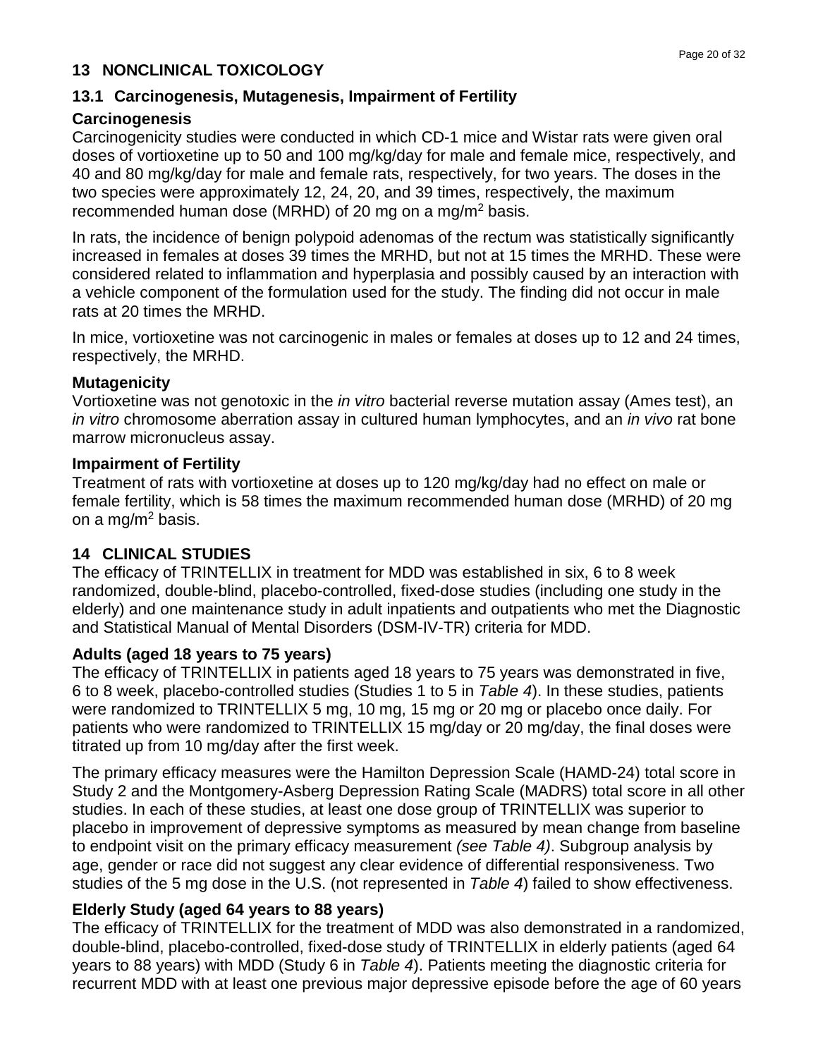## 13 NONCLINICAL TOXICOLOGY

### 13.1 Carcinogenesis, Mutagenesis, Impairment of Fertility

**Carcinogenesis**

Carcinogenicity studies were conducted in which CD-1 mice and Wistar rats were given oral doses of vortioxetine up to 50 and 100 mg/kg/day for male and female mice, respectively, and 40 and 80 mg/kg/day for male and female rats, respectively, for two years. The doses in the two species were approximately 12, 24, 20, and 39 times, respectively, the maximum recommended human dose (MRHD) of 20 mg on a mg/m$^2$ basis.

In rats, the incidence of benign polypoid adenomas of the rectum was statistically significantly increased in females at doses 39 times the MRHD, but not at 15 times the MRHD. These were considered related to inflammation and hyperplasia and possibly caused by an interaction with a vehicle component of the formulation used for the study. The finding did not occur in male rats at 20 times the MRHD.

In mice, vortioxetine was not carcinogenic in males or females at doses up to 12 and 24 times, respectively, the MRHD.

**Mutagenicity**

Vortioxetine was not genotoxic in the *in vitro* bacterial reverse mutation assay (Ames test), an *in vitro* chromosome aberration assay in cultured human lymphocytes, and an *in vivo* rat bone marrow micronucleus assay.

**Impairment of Fertility**

Treatment of rats with vortioxetine at doses up to 120 mg/kg/day had no effect on male or female fertility, which is 58 times the maximum recommended human dose (MRHD) of 20 mg on a mg/m$^2$ basis.

## 14 CLINICAL STUDIES

The efficacy of TRINTELLIX in treatment for MDD was established in six, 6 to 8 week randomized, double-blind, placebo-controlled, fixed-dose studies (including one study in the elderly) and one maintenance study in adult inpatients and outpatients who met the Diagnostic and Statistical Manual of Mental Disorders (DSM-IV-TR) criteria for MDD.

**Adults (aged 18 years to 75 years)**

The efficacy of TRINTELLIX in patients aged 18 years to 75 years was demonstrated in five, 6 to 8 week, placebo-controlled studies (Studies 1 to 5 in *Table 4*). In these studies, patients were randomized to TRINTELLIX 5 mg, 10 mg, 15 mg or 20 mg or placebo once daily. For patients who were randomized to TRINTELLIX 15 mg/day or 20 mg/day, the final doses were titrated up from 10 mg/day after the first week.

The primary efficacy measures were the Hamilton Depression Scale (HAMD-24) total score in Study 2 and the Montgomery-Asberg Depression Rating Scale (MADRS) total score in all other studies. In each of these studies, at least one dose group of TRINTELLIX was superior to placebo in improvement of depressive symptoms as measured by mean change from baseline to endpoint visit on the primary efficacy measurement *(see Table 4)*. Subgroup analysis by age, gender or race did not suggest any clear evidence of differential responsiveness. Two studies of the 5 mg dose in the U.S. (not represented in *Table 4*) failed to show effectiveness.

**Elderly Study (aged 64 years to 88 years)**

The efficacy of TRINTELLIX for the treatment of MDD was also demonstrated in a randomized, double-blind, placebo-controlled, fixed-dose study of TRINTELLIX in elderly patients (aged 64 years to 88 years) with MDD (Study 6 in *Table 4*). Patients meeting the diagnostic criteria for recurrent MDD with at least one previous major depressive episode before the age of 60 years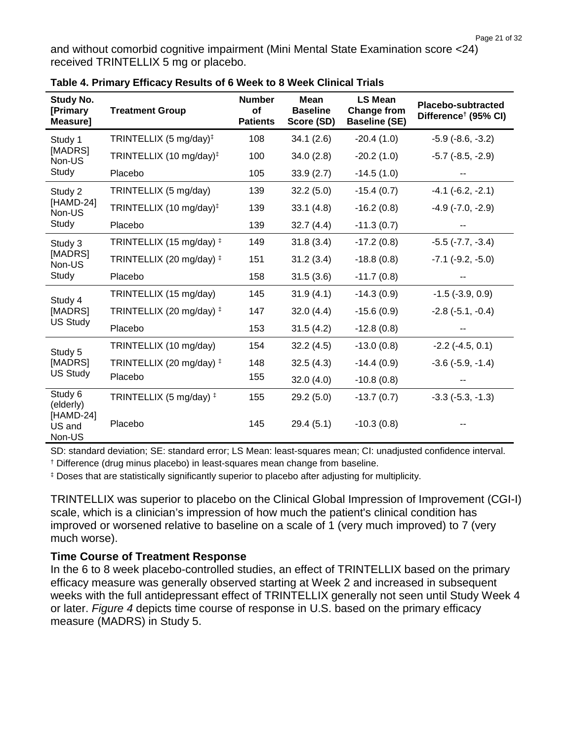and without comorbid cognitive impairment (Mini Mental State Examination score <24) received TRINTELLIX 5 mg or placebo.

**Table 4. Primary Efficacy Results of 6 Week to 8 Week Clinical Trials**

| Study No. [Primary Measure] | Treatment Group | Number of Patients | Mean Baseline Score (SD) | LS Mean Change from Baseline (SE) | Placebo-subtracted Difference[†] (95% CI) |
|---|---|---|---|---|---|
| Study 1 [MADRS] Non-US Study | TRINTELLIX (5 mg/day)[‡] | 108 | 34.1 (2.6) | -20.4 (1.0) | -5.9 (-8.6, -3.2) |
| | TRINTELLIX (10 mg/day)[‡] | 100 | 34.0 (2.8) | -20.2 (1.0) | -5.7 (-8.5, -2.9) |
| | Placebo | 105 | 33.9 (2.7) | -14.5 (1.0) | -- |
| Study 2 [HAMD-24] Non-US Study | TRINTELLIX (5 mg/day) | 139 | 32.2 (5.0) | -15.4 (0.7) | -4.1 (-6.2, -2.1) |
| | TRINTELLIX (10 mg/day)[‡] | 139 | 33.1 (4.8) | -16.2 (0.8) | -4.9 (-7.0, -2.9) |
| | Placebo | 139 | 32.7 (4.4) | -11.3 (0.7) | -- |
| Study 3 [MADRS] Non-US Study | TRINTELLIX (15 mg/day)[‡] | 149 | 31.8 (3.4) | -17.2 (0.8) | -5.5 (-7.7, -3.4) |
| | TRINTELLIX (20 mg/day)[‡] | 151 | 31.2 (3.4) | -18.8 (0.8) | -7.1 (-9.2, -5.0) |
| | Placebo | 158 | 31.5 (3.6) | -11.7 (0.8) | -- |
| Study 4 [MADRS] US Study | TRINTELLIX (15 mg/day) | 145 | 31.9 (4.1) | -14.3 (0.9) | -1.5 (-3.9, 0.9) |
| | TRINTELLIX (20 mg/day)[‡] | 147 | 32.0 (4.4) | -15.6 (0.9) | -2.8 (-5.1, -0.4) |
| | Placebo | 153 | 31.5 (4.2) | -12.8 (0.8) | -- |
| Study 5 [MADRS] US Study | TRINTELLIX (10 mg/day) | 154 | 32.2 (4.5) | -13.0 (0.8) | -2.2 (-4.5, 0.1) |
| | TRINTELLIX (20 mg/day)[‡] | 148 | 32.5 (4.3) | -14.4 (0.9) | -3.6 (-5.9, -1.4) |
| | Placebo | 155 | 32.0 (4.0) | -10.8 (0.8) | -- |
| Study 6 (elderly) [HAMD-24] US and Non-US | TRINTELLIX (5 mg/day)[‡] | 155 | 29.2 (5.0) | -13.7 (0.7) | -3.3 (-5.3, -1.3) |
| | Placebo | 145 | 29.4 (5.1) | -10.3 (0.8) | -- |

SD: standard deviation; SE: standard error; LS Mean: least-squares mean; CI: unadjusted confidence interval.

[†] Difference (drug minus placebo) in least-squares mean change from baseline.

[‡] Doses that are statistically significantly superior to placebo after adjusting for multiplicity.

TRINTELLIX was superior to placebo on the Clinical Global Impression of Improvement (CGI-I) scale, which is a clinician's impression of how much the patient's clinical condition has improved or worsened relative to baseline on a scale of 1 (very much improved) to 7 (very much worse).

**Time Course of Treatment Response**

In the 6 to 8 week placebo-controlled studies, an effect of TRINTELLIX based on the primary efficacy measure was generally observed starting at Week 2 and increased in subsequent weeks with the full antidepressant effect of TRINTELLIX generally not seen until Study Week 4 or later. *Figure 4* depicts time course of response in U.S. based on the primary efficacy measure (MADRS) in Study 5.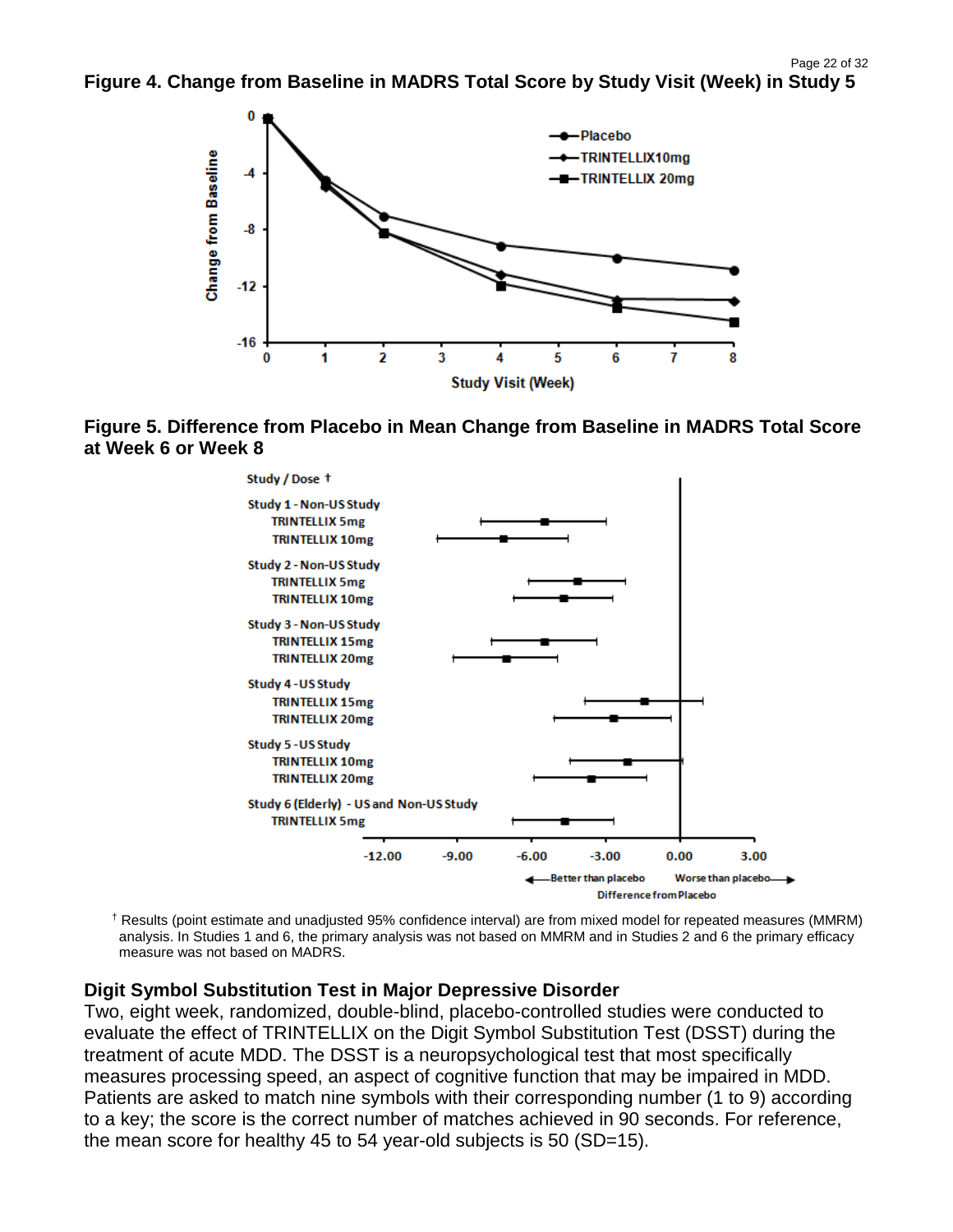**Figure 4. Change from Baseline in MADRS Total Score by Study Visit (Week) in Study 5**

**Figure 5. Difference from Placebo in Mean Change from Baseline in MADRS Total Score at Week 6 or Week 8**

† Results (point estimate and unadjusted 95% confidence interval) are from mixed model for repeated measures (MMRM) analysis. In Studies 1 and 6, the primary analysis was not based on MMRM and in Studies 2 and 6 the primary efficacy measure was not based on MADRS.

### Digit Symbol Substitution Test in Major Depressive Disorder

Two, eight week, randomized, double-blind, placebo-controlled studies were conducted to evaluate the effect of TRINTELLIX on the Digit Symbol Substitution Test (DSST) during the treatment of acute MDD. The DSST is a neuropsychological test that most specifically measures processing speed, an aspect of cognitive function that may be impaired in MDD. Patients are asked to match nine symbols with their corresponding number (1 to 9) according to a key; the score is the correct number of matches achieved in 90 seconds. For reference, the mean score for healthy 45 to 54 year-old subjects is 50 (SD=15).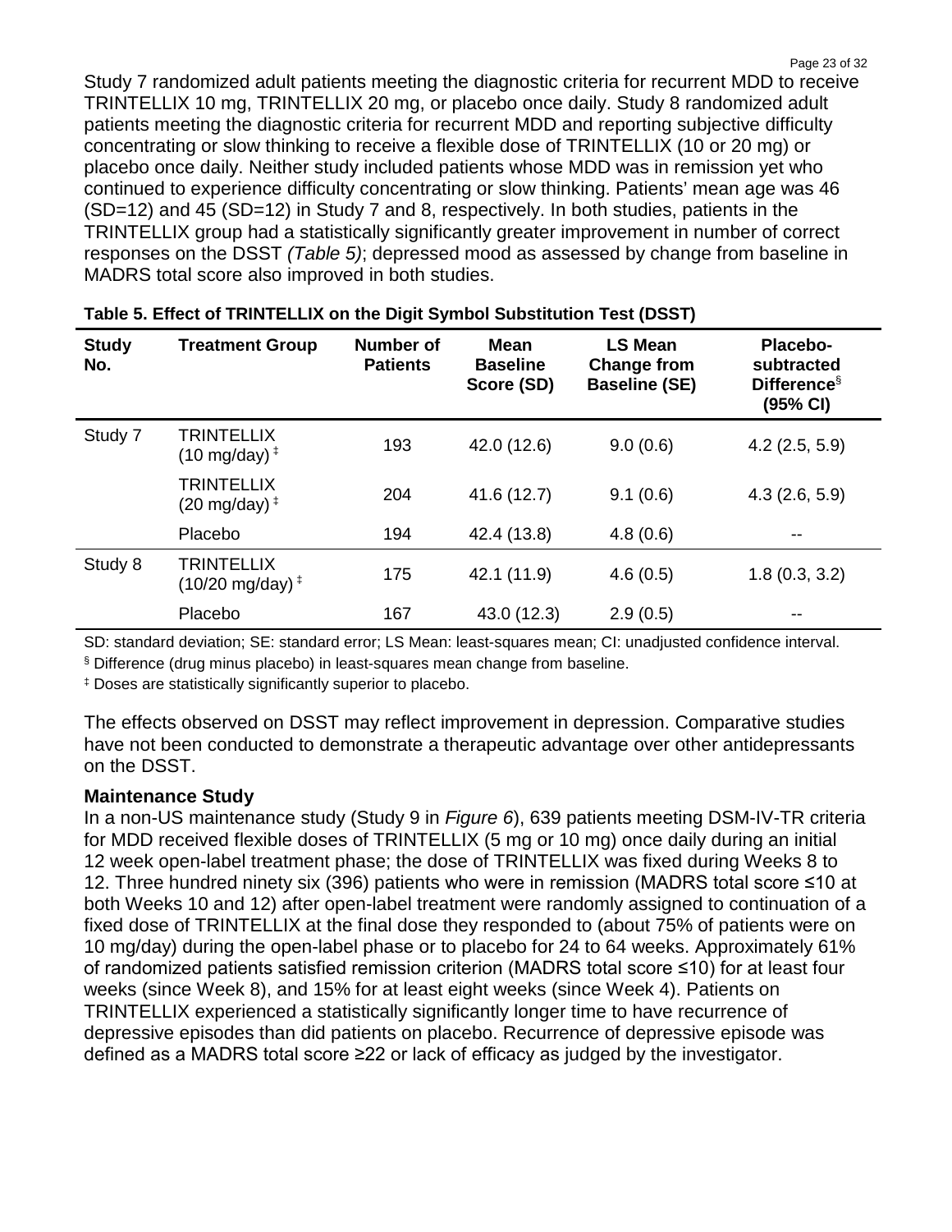Study 7 randomized adult patients meeting the diagnostic criteria for recurrent MDD to receive TRINTELLIX 10 mg, TRINTELLIX 20 mg, or placebo once daily. Study 8 randomized adult patients meeting the diagnostic criteria for recurrent MDD and reporting subjective difficulty concentrating or slow thinking to receive a flexible dose of TRINTELLIX (10 or 20 mg) or placebo once daily. Neither study included patients whose MDD was in remission yet who continued to experience difficulty concentrating or slow thinking. Patients' mean age was 46 (SD=12) and 45 (SD=12) in Study 7 and 8, respectively. In both studies, patients in the TRINTELLIX group had a statistically significantly greater improvement in number of correct responses on the DSST *(Table 5)*; depressed mood as assessed by change from baseline in MADRS total score also improved in both studies.

**Table 5. Effect of TRINTELLIX on the Digit Symbol Substitution Test (DSST)**

| Study No. | Treatment Group | Number of Patients | Mean Baseline Score (SD) | LS Mean Change from Baseline (SE) | Placebo-subtracted Difference[§] (95% CI) |
|---|---|---|---|---|---|
| Study 7 | TRINTELLIX (10 mg/day)[‡] | 193 | 42.0 (12.6) | 9.0 (0.6) | 4.2 (2.5, 5.9) |
| | TRINTELLIX (20 mg/day)[‡] | 204 | 41.6 (12.7) | 9.1 (0.6) | 4.3 (2.6, 5.9) |
| | Placebo | 194 | 42.4 (13.8) | 4.8 (0.6) | -- |
| Study 8 | TRINTELLIX (10/20 mg/day)[‡] | 175 | 42.1 (11.9) | 4.6 (0.5) | 1.8 (0.3, 3.2) |
| | Placebo | 167 | 43.0 (12.3) | 2.9 (0.5) | -- |

SD: standard deviation; SE: standard error; LS Mean: least-squares mean; CI: unadjusted confidence interval.

§ Difference (drug minus placebo) in least-squares mean change from baseline.

‡ Doses are statistically significantly superior to placebo.

The effects observed on DSST may reflect improvement in depression. Comparative studies have not been conducted to demonstrate a therapeutic advantage over other antidepressants on the DSST.

**Maintenance Study**

In a non-US maintenance study (Study 9 in *Figure 6*), 639 patients meeting DSM-IV-TR criteria for MDD received flexible doses of TRINTELLIX (5 mg or 10 mg) once daily during an initial 12 week open-label treatment phase; the dose of TRINTELLIX was fixed during Weeks 8 to 12. Three hundred ninety six (396) patients who were in remission (MADRS total score ≤10 at both Weeks 10 and 12) after open-label treatment were randomly assigned to continuation of a fixed dose of TRINTELLIX at the final dose they responded to (about 75% of patients were on 10 mg/day) during the open-label phase or to placebo for 24 to 64 weeks. Approximately 61% of randomized patients satisfied remission criterion (MADRS total score ≤10) for at least four weeks (since Week 8), and 15% for at least eight weeks (since Week 4). Patients on TRINTELLIX experienced a statistically significantly longer time to have recurrence of depressive episodes than did patients on placebo. Recurrence of depressive episode was defined as a MADRS total score ≥22 or lack of efficacy as judged by the investigator.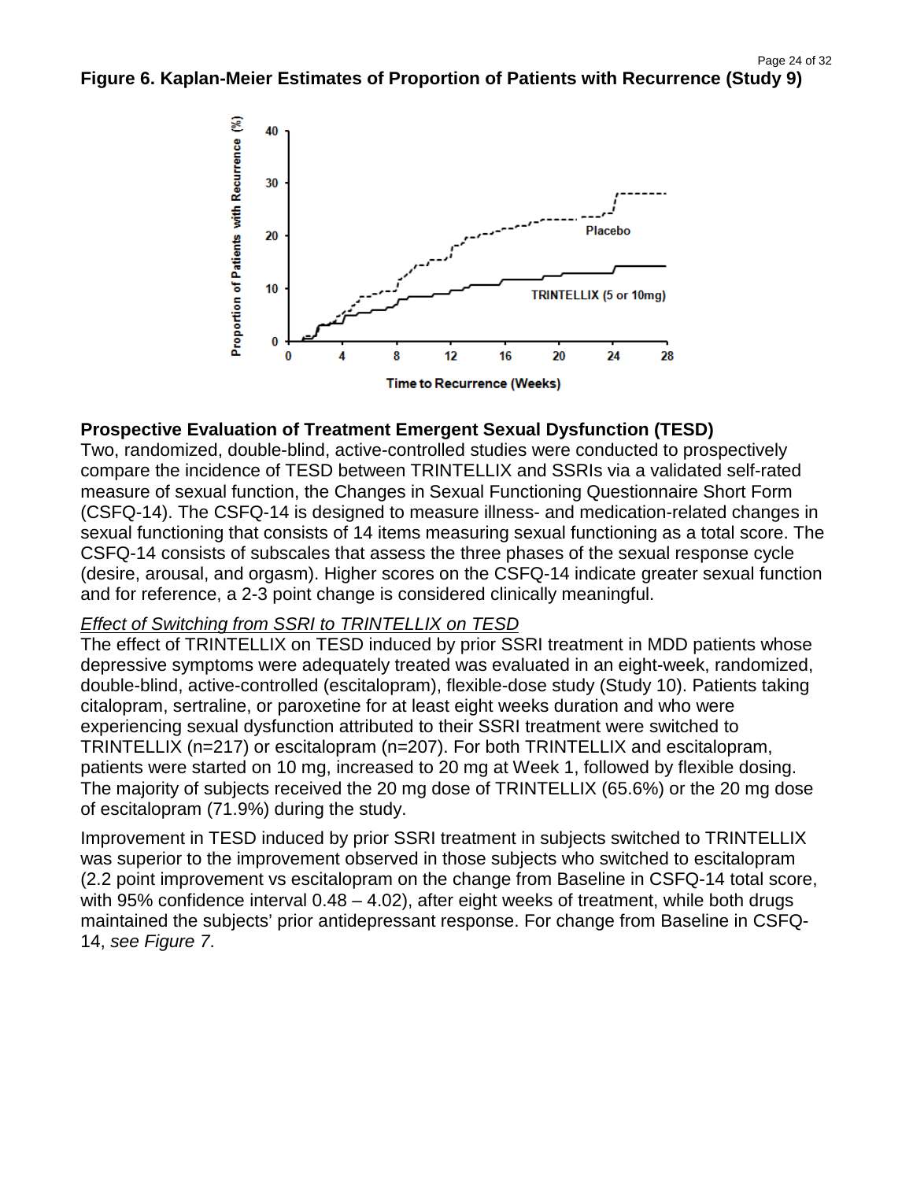**Figure 6. Kaplan-Meier Estimates of Proportion of Patients with Recurrence (Study 9)**

### Prospective Evaluation of Treatment Emergent Sexual Dysfunction (TESD)

Two, randomized, double-blind, active-controlled studies were conducted to prospectively compare the incidence of TESD between TRINTELLIX and SSRIs via a validated self-rated measure of sexual function, the Changes in Sexual Functioning Questionnaire Short Form (CSFQ-14). The CSFQ-14 is designed to measure illness- and medication-related changes in sexual functioning that consists of 14 items measuring sexual functioning as a total score. The CSFQ-14 consists of subscales that assess the three phases of the sexual response cycle (desire, arousal, and orgasm). Higher scores on the CSFQ-14 indicate greater sexual function and for reference, a 2-3 point change is considered clinically meaningful.

<u>*Effect of Switching from SSRI to TRINTELLIX on TESD*</u>

The effect of TRINTELLIX on TESD induced by prior SSRI treatment in MDD patients whose depressive symptoms were adequately treated was evaluated in an eight-week, randomized, double-blind, active-controlled (escitalopram), flexible-dose study (Study 10). Patients taking citalopram, sertraline, or paroxetine for at least eight weeks duration and who were experiencing sexual dysfunction attributed to their SSRI treatment were switched to TRINTELLIX (n=217) or escitalopram (n=207). For both TRINTELLIX and escitalopram, patients were started on 10 mg, increased to 20 mg at Week 1, followed by flexible dosing. The majority of subjects received the 20 mg dose of TRINTELLIX (65.6%) or the 20 mg dose of escitalopram (71.9%) during the study.

Improvement in TESD induced by prior SSRI treatment in subjects switched to TRINTELLIX was superior to the improvement observed in those subjects who switched to escitalopram (2.2 point improvement vs escitalopram on the change from Baseline in CSFQ-14 total score, with 95% confidence interval 0.48 – 4.02), after eight weeks of treatment, while both drugs maintained the subjects' prior antidepressant response. For change from Baseline in CSFQ-14, *see Figure 7*.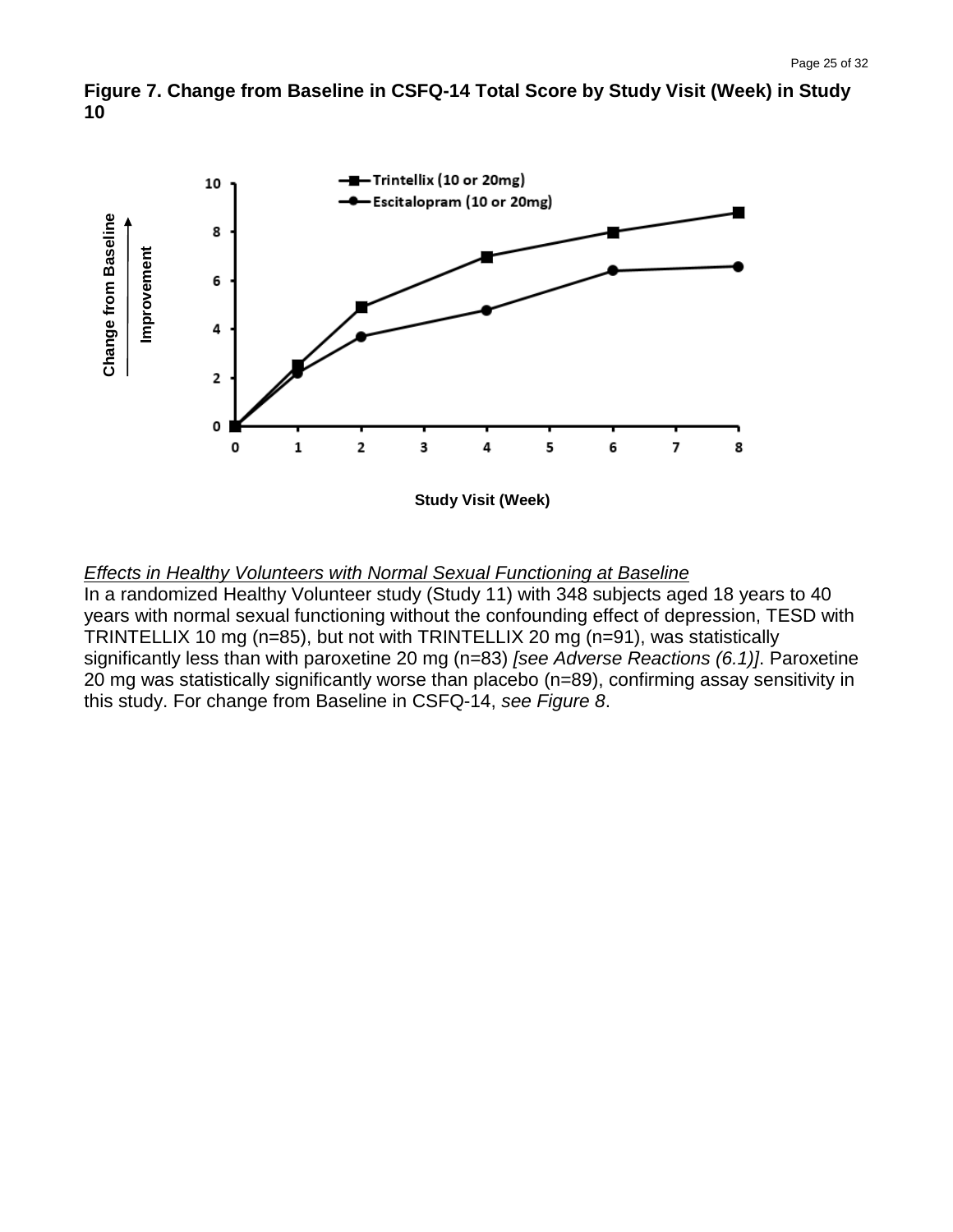**Figure 7. Change from Baseline in CSFQ-14 Total Score by Study Visit (Week) in Study 10**

*Effects in Healthy Volunteers with Normal Sexual Functioning at Baseline*

In a randomized Healthy Volunteer study (Study 11) with 348 subjects aged 18 years to 40 years with normal sexual functioning without the confounding effect of depression, TESD with TRINTELLIX 10 mg (n=85), but not with TRINTELLIX 20 mg (n=91), was statistically significantly less than with paroxetine 20 mg (n=83) *[see Adverse Reactions (6.1)]*. Paroxetine 20 mg was statistically significantly worse than placebo (n=89), confirming assay sensitivity in this study. For change from Baseline in CSFQ-14, *see Figure 8*.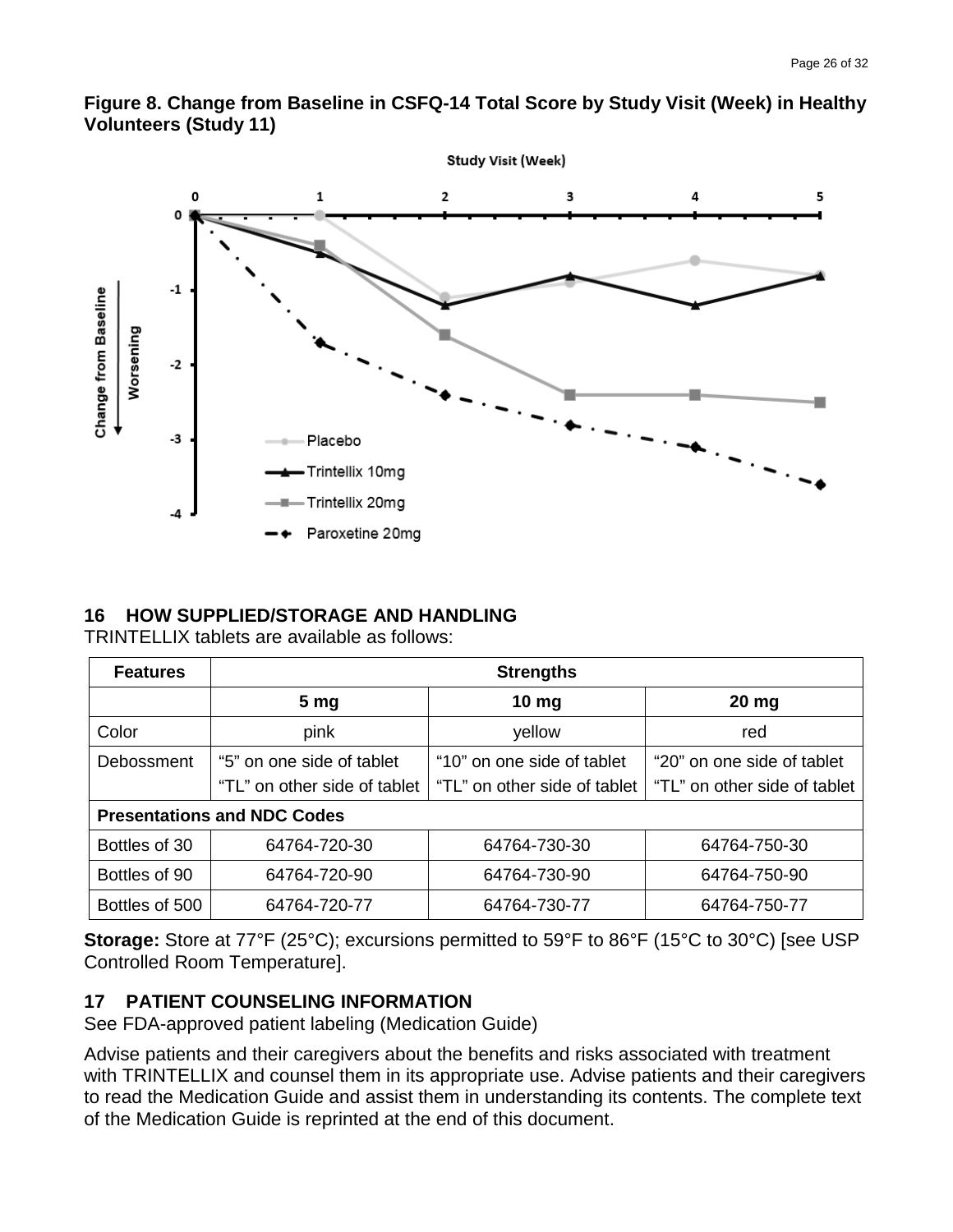**Figure 8. Change from Baseline in CSFQ-14 Total Score by Study Visit (Week) in Healthy Volunteers (Study 11)**

## 16 HOW SUPPLIED/STORAGE AND HANDLING

TRINTELLIX tablets are available as follows:

| Features | Strengths | | |
|---|---|---|---|
| | **5 mg** | **10 mg** | **20 mg** |
| Color | pink | yellow | red |
| Debossment | "5" on one side of tablet<br>"TL" on other side of tablet | "10" on one side of tablet<br>"TL" on other side of tablet | "20" on one side of tablet<br>"TL" on other side of tablet |
| **Presentations and NDC Codes** | | | |
| Bottles of 30 | 64764-720-30 | 64764-730-30 | 64764-750-30 |
| Bottles of 90 | 64764-720-90 | 64764-730-90 | 64764-750-90 |
| Bottles of 500 | 64764-720-77 | 64764-730-77 | 64764-750-77 |

**Storage:** Store at 77°F (25°C); excursions permitted to 59°F to 86°F (15°C to 30°C) [see USP Controlled Room Temperature].

## 17 PATIENT COUNSELING INFORMATION

See FDA-approved patient labeling (Medication Guide)

Advise patients and their caregivers about the benefits and risks associated with treatment with TRINTELLIX and counsel them in its appropriate use. Advise patients and their caregivers to read the Medication Guide and assist them in understanding its contents. The complete text of the Medication Guide is reprinted at the end of this document.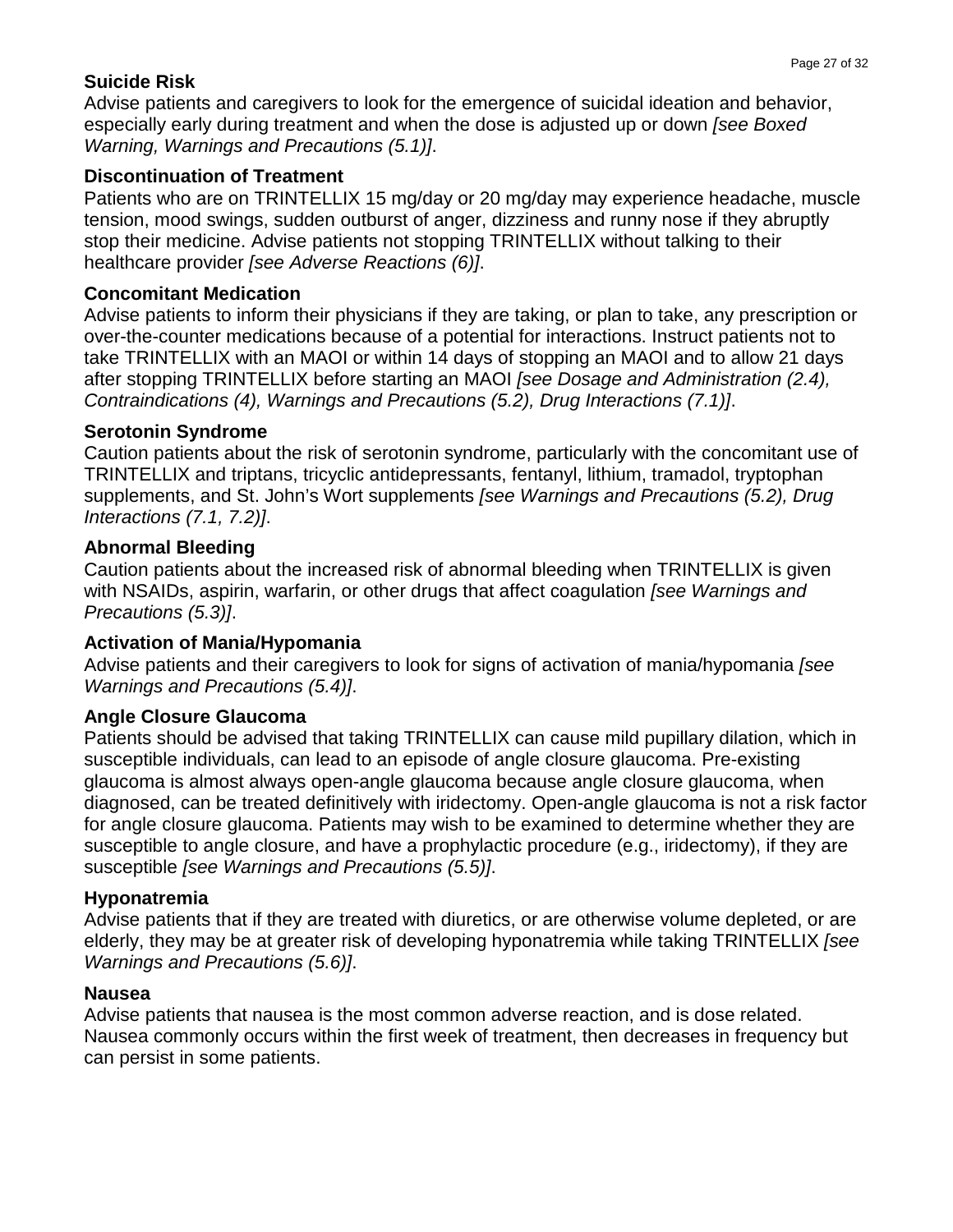**Suicide Risk**

Advise patients and caregivers to look for the emergence of suicidal ideation and behavior, especially early during treatment and when the dose is adjusted up or down *[see Boxed Warning, Warnings and Precautions (5.1)]*.

**Discontinuation of Treatment**

Patients who are on TRINTELLIX 15 mg/day or 20 mg/day may experience headache, muscle tension, mood swings, sudden outburst of anger, dizziness and runny nose if they abruptly stop their medicine. Advise patients not stopping TRINTELLIX without talking to their healthcare provider *[see Adverse Reactions (6)]*.

**Concomitant Medication**

Advise patients to inform their physicians if they are taking, or plan to take, any prescription or over-the-counter medications because of a potential for interactions. Instruct patients not to take TRINTELLIX with an MAOI or within 14 days of stopping an MAOI and to allow 21 days after stopping TRINTELLIX before starting an MAOI *[see Dosage and Administration (2.4), Contraindications (4), Warnings and Precautions (5.2), Drug Interactions (7.1)]*.

**Serotonin Syndrome**

Caution patients about the risk of serotonin syndrome, particularly with the concomitant use of TRINTELLIX and triptans, tricyclic antidepressants, fentanyl, lithium, tramadol, tryptophan supplements, and St. John's Wort supplements *[see Warnings and Precautions (5.2), Drug Interactions (7.1, 7.2)]*.

**Abnormal Bleeding**

Caution patients about the increased risk of abnormal bleeding when TRINTELLIX is given with NSAIDs, aspirin, warfarin, or other drugs that affect coagulation *[see Warnings and Precautions (5.3)]*.

**Activation of Mania/Hypomania**

Advise patients and their caregivers to look for signs of activation of mania/hypomania *[see Warnings and Precautions (5.4)]*.

**Angle Closure Glaucoma**

Patients should be advised that taking TRINTELLIX can cause mild pupillary dilation, which in susceptible individuals, can lead to an episode of angle closure glaucoma. Pre-existing glaucoma is almost always open-angle glaucoma because angle closure glaucoma, when diagnosed, can be treated definitively with iridectomy. Open-angle glaucoma is not a risk factor for angle closure glaucoma. Patients may wish to be examined to determine whether they are susceptible to angle closure, and have a prophylactic procedure (e.g., iridectomy), if they are susceptible *[see Warnings and Precautions (5.5)]*.

**Hyponatremia**

Advise patients that if they are treated with diuretics, or are otherwise volume depleted, or are elderly, they may be at greater risk of developing hyponatremia while taking TRINTELLIX *[see Warnings and Precautions (5.6)]*.

**Nausea**

Advise patients that nausea is the most common adverse reaction, and is dose related. Nausea commonly occurs within the first week of treatment, then decreases in frequency but can persist in some patients.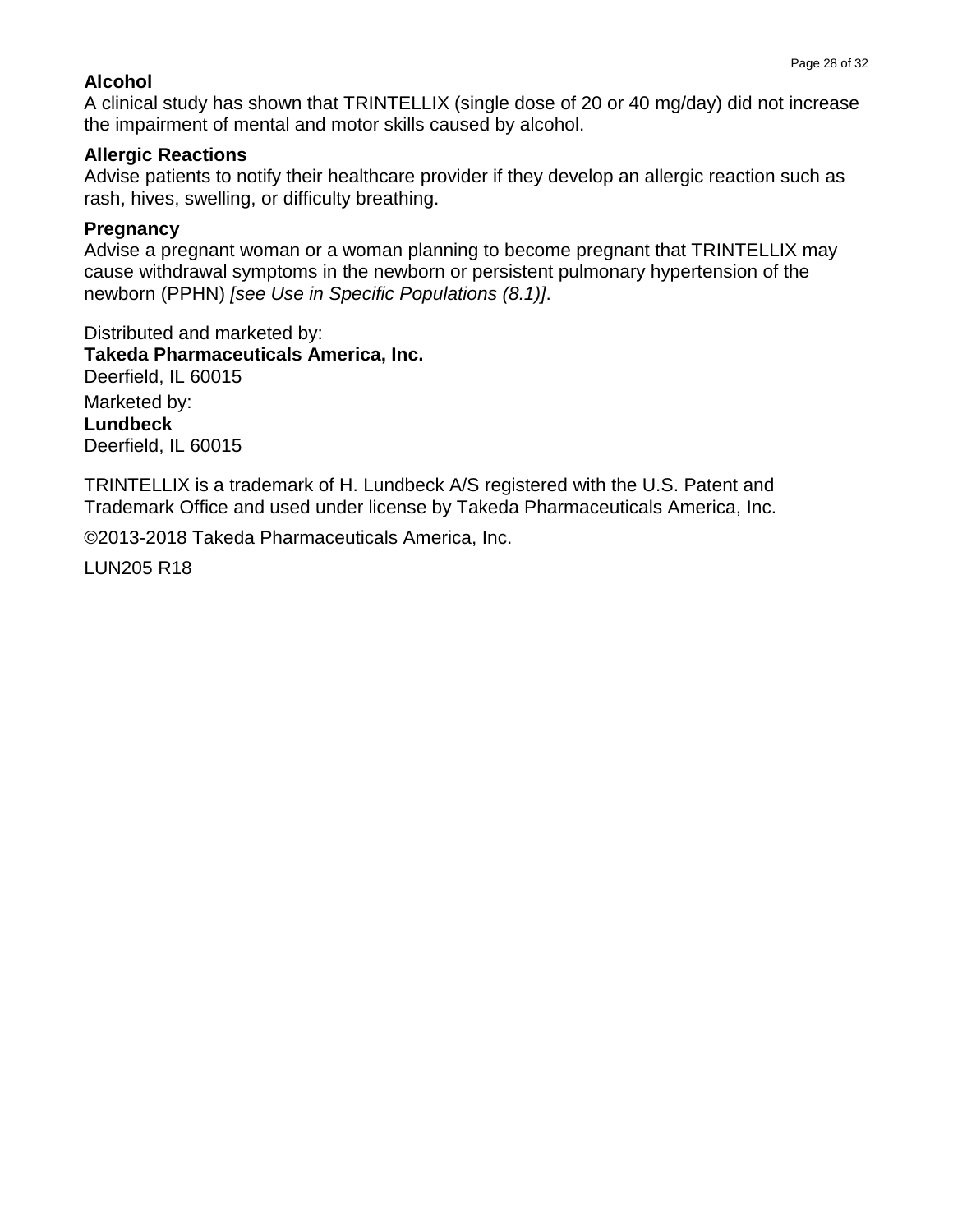**Alcohol**
A clinical study has shown that TRINTELLIX (single dose of 20 or 40 mg/day) did not increase the impairment of mental and motor skills caused by alcohol.

**Allergic Reactions**
Advise patients to notify their healthcare provider if they develop an allergic reaction such as rash, hives, swelling, or difficulty breathing.

**Pregnancy**
Advise a pregnant woman or a woman planning to become pregnant that TRINTELLIX may cause withdrawal symptoms in the newborn or persistent pulmonary hypertension of the newborn (PPHN) *[see Use in Specific Populations (8.1)]*.

Distributed and marketed by:
**Takeda Pharmaceuticals America, Inc.**
Deerfield, IL 60015

Marketed by:
**Lundbeck**
Deerfield, IL 60015

TRINTELLIX is a trademark of H. Lundbeck A/S registered with the U.S. Patent and Trademark Office and used under license by Takeda Pharmaceuticals America, Inc.

©2013-2018 Takeda Pharmaceuticals America, Inc.

LUN205 R18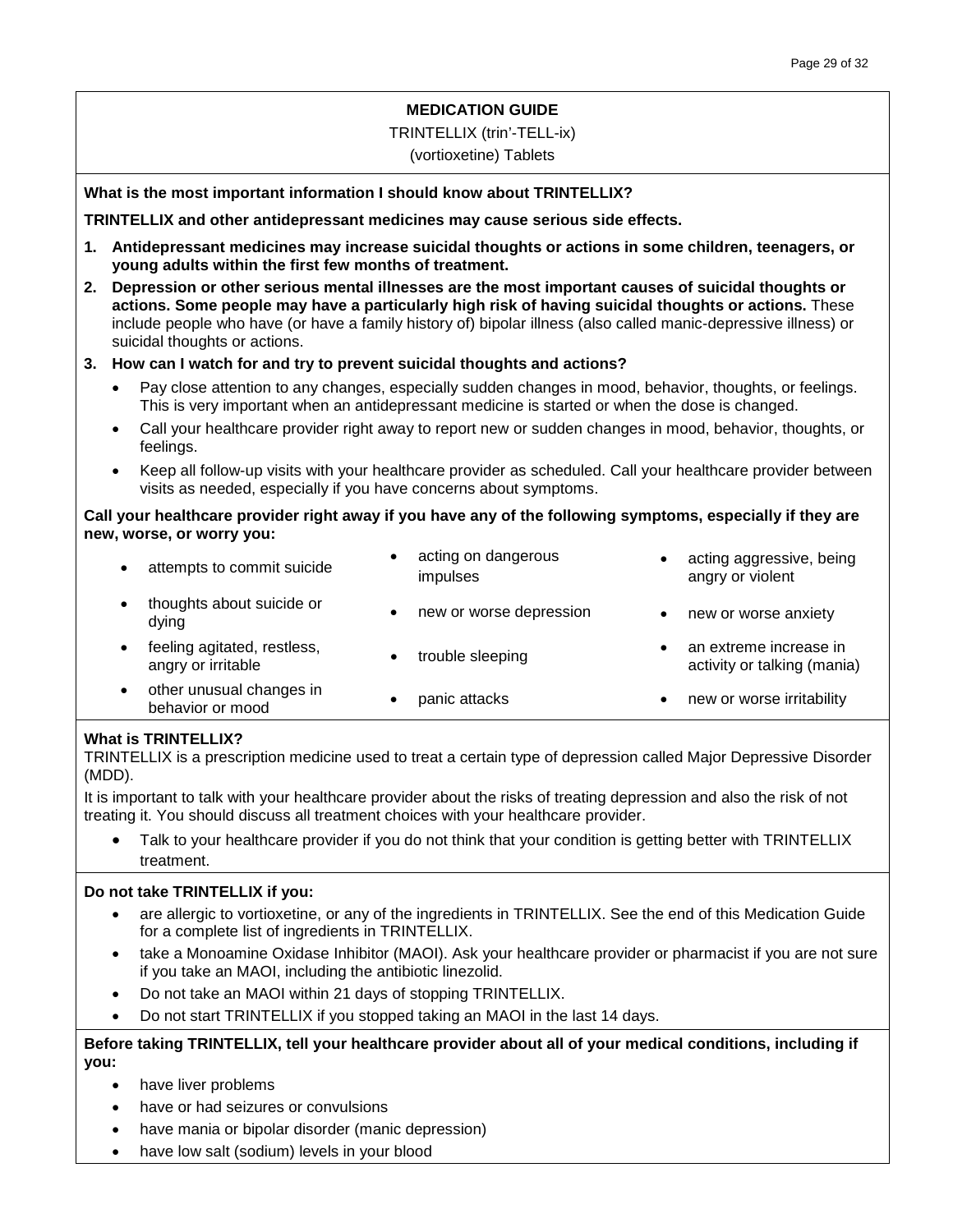# MEDICATION GUIDE

TRINTELLIX (trin'-TELL-ix)

(vortioxetine) Tablets

**What is the most important information I should know about TRINTELLIX?**

**TRINTELLIX and other antidepressant medicines may cause serious side effects.**

1. **Antidepressant medicines may increase suicidal thoughts or actions in some children, teenagers, or young adults within the first few months of treatment.**
2. **Depression or other serious mental illnesses are the most important causes of suicidal thoughts or actions. Some people may have a particularly high risk of having suicidal thoughts or actions.** These include people who have (or have a family history of) bipolar illness (also called manic-depressive illness) or suicidal thoughts or actions.
3. **How can I watch for and try to prevent suicidal thoughts and actions?**
   - Pay close attention to any changes, especially sudden changes in mood, behavior, thoughts, or feelings. This is very important when an antidepressant medicine is started or when the dose is changed.
   - Call your healthcare provider right away to report new or sudden changes in mood, behavior, thoughts, or feelings.
   - Keep all follow-up visits with your healthcare provider as scheduled. Call your healthcare provider between visits as needed, especially if you have concerns about symptoms.

**Call your healthcare provider right away if you have any of the following symptoms, especially if they are new, worse, or worry you:**

- attempts to commit suicide
- thoughts about suicide or dying
- feeling agitated, restless, angry or irritable
- other unusual changes in behavior or mood
- acting on dangerous impulses
- new or worse depression
- trouble sleeping
- panic attacks
- acting aggressive, being angry or violent
- new or worse anxiety
- an extreme increase in activity or talking (mania)
- new or worse irritability

**What is TRINTELLIX?**

TRINTELLIX is a prescription medicine used to treat a certain type of depression called Major Depressive Disorder (MDD).

It is important to talk with your healthcare provider about the risks of treating depression and also the risk of not treating it. You should discuss all treatment choices with your healthcare provider.

- Talk to your healthcare provider if you do not think that your condition is getting better with TRINTELLIX treatment.

**Do not take TRINTELLIX if you:**

- are allergic to vortioxetine, or any of the ingredients in TRINTELLIX. See the end of this Medication Guide for a complete list of ingredients in TRINTELLIX.
- take a Monoamine Oxidase Inhibitor (MAOI). Ask your healthcare provider or pharmacist if you are not sure if you take an MAOI, including the antibiotic linezolid.
- Do not take an MAOI within 21 days of stopping TRINTELLIX.
- Do not start TRINTELLIX if you stopped taking an MAOI in the last 14 days.

**Before taking TRINTELLIX, tell your healthcare provider about all of your medical conditions, including if you:**

- have liver problems
- have or had seizures or convulsions
- have mania or bipolar disorder (manic depression)
- have low salt (sodium) levels in your blood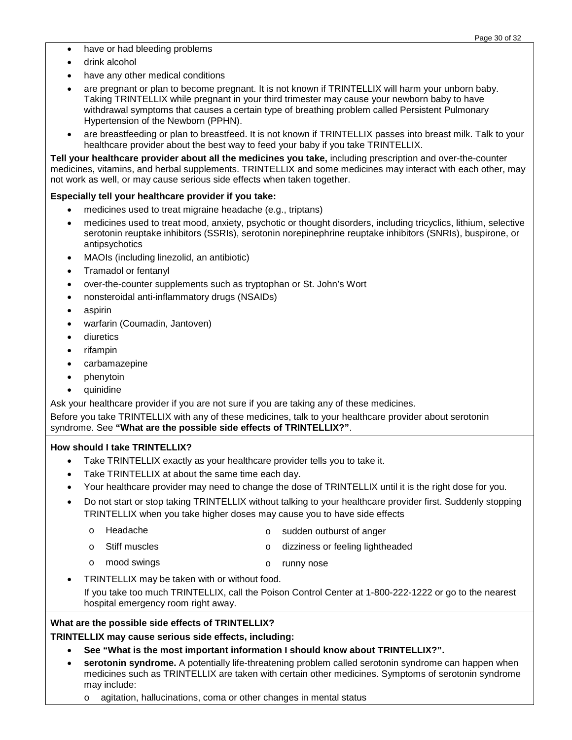- have or had bleeding problems
- drink alcohol
- have any other medical conditions
- are pregnant or plan to become pregnant. It is not known if TRINTELLIX will harm your unborn baby. Taking TRINTELLIX while pregnant in your third trimester may cause your newborn baby to have withdrawal symptoms that causes a certain type of breathing problem called Persistent Pulmonary Hypertension of the Newborn (PPHN).
- are breastfeeding or plan to breastfeed. It is not known if TRINTELLIX passes into breast milk. Talk to your healthcare provider about the best way to feed your baby if you take TRINTELLIX.

**Tell your healthcare provider about all the medicines you take,** including prescription and over-the-counter medicines, vitamins, and herbal supplements. TRINTELLIX and some medicines may interact with each other, may not work as well, or may cause serious side effects when taken together.

**Especially tell your healthcare provider if you take:**

- medicines used to treat migraine headache (e.g., triptans)
- medicines used to treat mood, anxiety, psychotic or thought disorders, including tricyclics, lithium, selective serotonin reuptake inhibitors (SSRIs), serotonin norepinephrine reuptake inhibitors (SNRIs), buspirone, or antipsychotics
- MAOIs (including linezolid, an antibiotic)
- Tramadol or fentanyl
- over-the-counter supplements such as tryptophan or St. John's Wort
- nonsteroidal anti-inflammatory drugs (NSAIDs)
- aspirin
- warfarin (Coumadin, Jantoven)
- diuretics
- rifampin
- carbamazepine
- phenytoin
- quinidine

Ask your healthcare provider if you are not sure if you are taking any of these medicines.

Before you take TRINTELLIX with any of these medicines, talk to your healthcare provider about serotonin syndrome. See **"What are the possible side effects of TRINTELLIX?"**.

**How should I take TRINTELLIX?**

- Take TRINTELLIX exactly as your healthcare provider tells you to take it.
- Take TRINTELLIX at about the same time each day.
- Your healthcare provider may need to change the dose of TRINTELLIX until it is the right dose for you.
- Do not start or stop taking TRINTELLIX without talking to your healthcare provider first. Suddenly stopping TRINTELLIX when you take higher doses may cause you to have side effects
  - Headache
  - Stiff muscles
  - mood swings
  - sudden outburst of anger
  - dizziness or feeling lightheaded
  - runny nose
- TRINTELLIX may be taken with or without food.

  If you take too much TRINTELLIX, call the Poison Control Center at 1-800-222-1222 or go to the nearest hospital emergency room right away.

**What are the possible side effects of TRINTELLIX?**

**TRINTELLIX may cause serious side effects, including:**

- **See "What is the most important information I should know about TRINTELLIX?".**
- **serotonin syndrome.** A potentially life-threatening problem called serotonin syndrome can happen when medicines such as TRINTELLIX are taken with certain other medicines. Symptoms of serotonin syndrome may include:
  - agitation, hallucinations, coma or other changes in mental status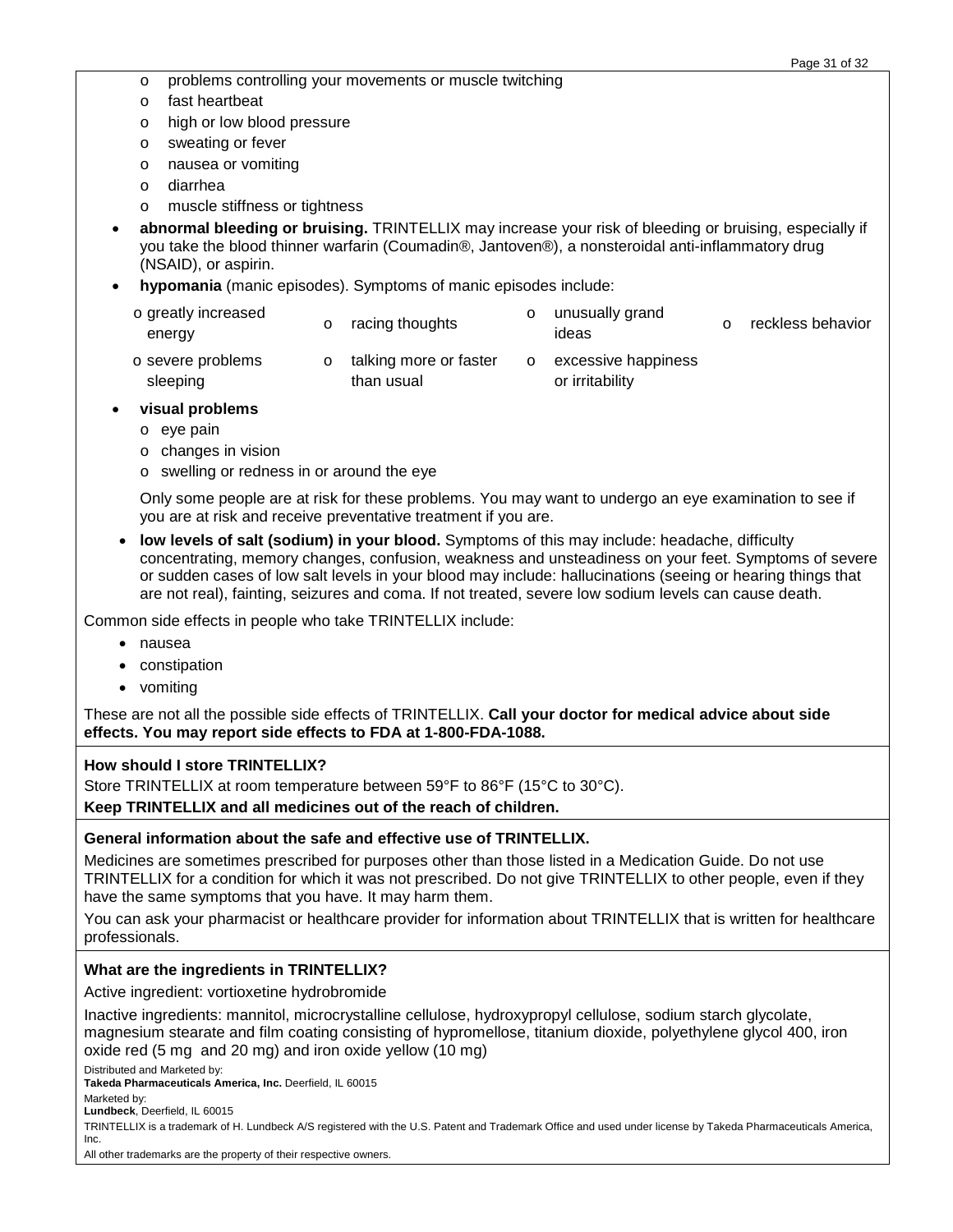- problems controlling your movements or muscle twitching
- fast heartbeat
- high or low blood pressure
- sweating or fever
- nausea or vomiting
- diarrhea
- muscle stiffness or tightness

- **abnormal bleeding or bruising.** TRINTELLIX may increase your risk of bleeding or bruising, especially if you take the blood thinner warfarin (Coumadin®, Jantoven®), a nonsteroidal anti-inflammatory drug (NSAID), or aspirin.
- **hypomania** (manic episodes). Symptoms of manic episodes include:
  - greatly increased energy
  - racing thoughts
  - unusually grand ideas
  - reckless behavior
  - severe problems sleeping
  - talking more or faster than usual
  - excessive happiness or irritability
- **visual problems**
  - eye pain
  - changes in vision
  - swelling or redness in or around the eye

  Only some people are at risk for these problems. You may want to undergo an eye examination to see if you are at risk and receive preventative treatment if you are.
- **low levels of salt (sodium) in your blood.** Symptoms of this may include: headache, difficulty concentrating, memory changes, confusion, weakness and unsteadiness on your feet. Symptoms of severe or sudden cases of low salt levels in your blood may include: hallucinations (seeing or hearing things that are not real), fainting, seizures and coma. If not treated, severe low sodium levels can cause death.

Common side effects in people who take TRINTELLIX include:

- nausea
- constipation
- vomiting

These are not all the possible side effects of TRINTELLIX. **Call your doctor for medical advice about side effects. You may report side effects to FDA at 1-800-FDA-1088.**

**How should I store TRINTELLIX?**

Store TRINTELLIX at room temperature between 59°F to 86°F (15°C to 30°C).

**Keep TRINTELLIX and all medicines out of the reach of children.**

**General information about the safe and effective use of TRINTELLIX.**

Medicines are sometimes prescribed for purposes other than those listed in a Medication Guide. Do not use TRINTELLIX for a condition for which it was not prescribed. Do not give TRINTELLIX to other people, even if they have the same symptoms that you have. It may harm them.

You can ask your pharmacist or healthcare provider for information about TRINTELLIX that is written for healthcare professionals.

**What are the ingredients in TRINTELLIX?**

Active ingredient: vortioxetine hydrobromide

Inactive ingredients: mannitol, microcrystalline cellulose, hydroxypropyl cellulose, sodium starch glycolate, magnesium stearate and film coating consisting of hypromellose, titanium dioxide, polyethylene glycol 400, iron oxide red (5 mg and 20 mg) and iron oxide yellow (10 mg)

Distributed and Marketed by:
**Takeda Pharmaceuticals America, Inc.** Deerfield, IL 60015

Marketed by:
**Lundbeck**, Deerfield, IL 60015

TRINTELLIX is a trademark of H. Lundbeck A/S registered with the U.S. Patent and Trademark Office and used under license by Takeda Pharmaceuticals America, Inc.

All other trademarks are the property of their respective owners.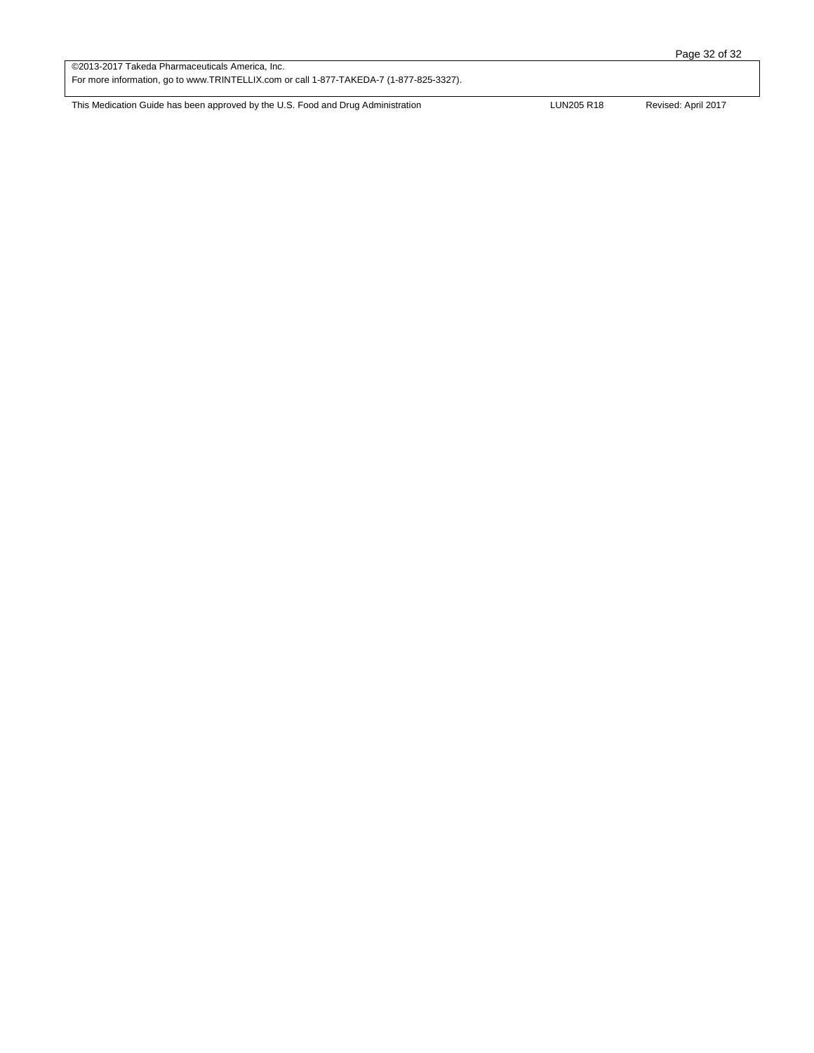©2013-2017 Takeda Pharmaceuticals America, Inc.
For more information, go to www.TRINTELLIX.com or call 1-877-TAKEDA-7 (1-877-825-3327).

This Medication Guide has been approved by the U.S. Food and Drug Administration LUN205 R18 Revised: April 2017